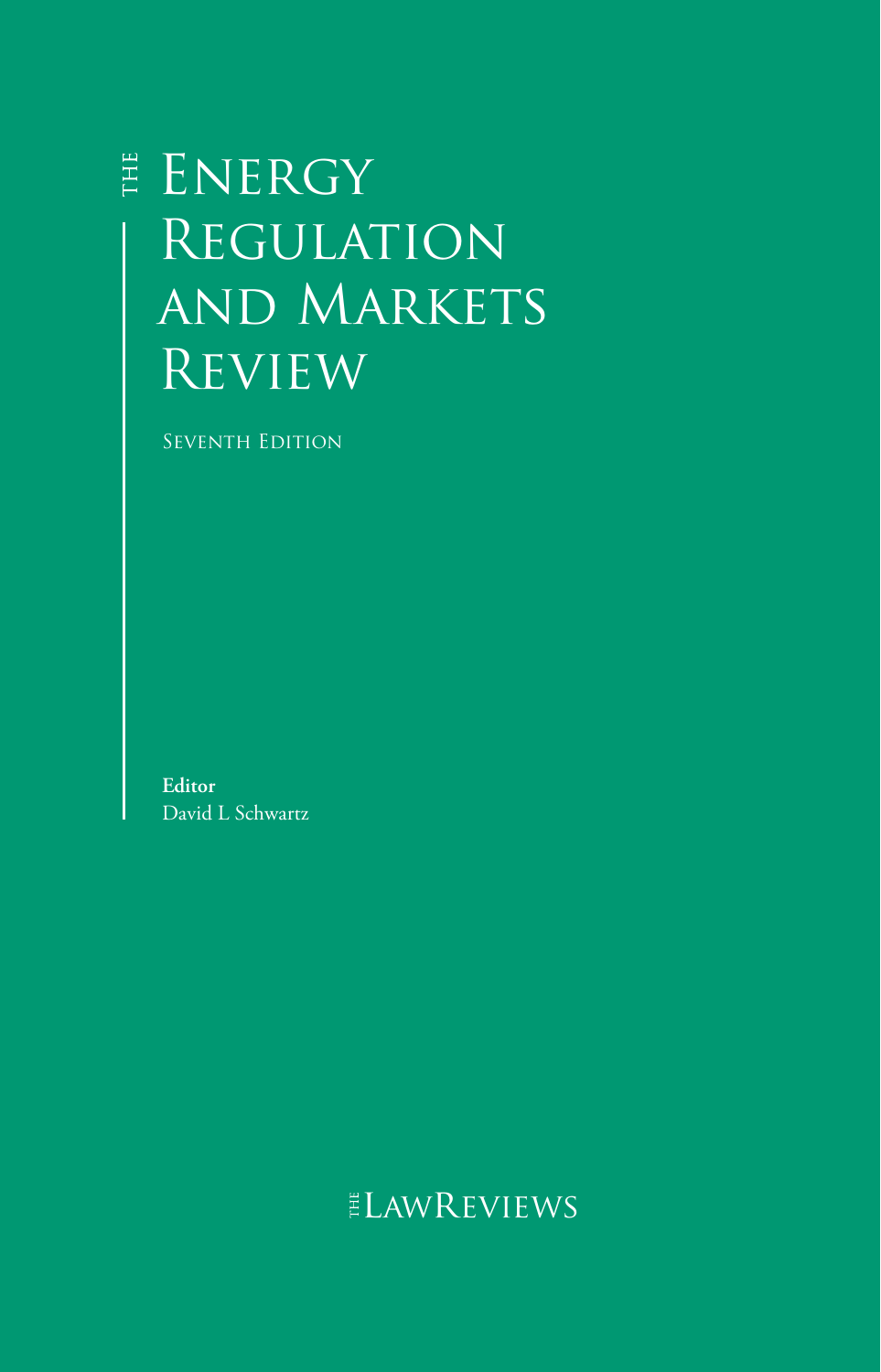# THE ENERGY REGULATION AND MARKETS REVIEW

SEVENTH EDITION

**Editor**
David L Schwartz

THE LAWREVIEWS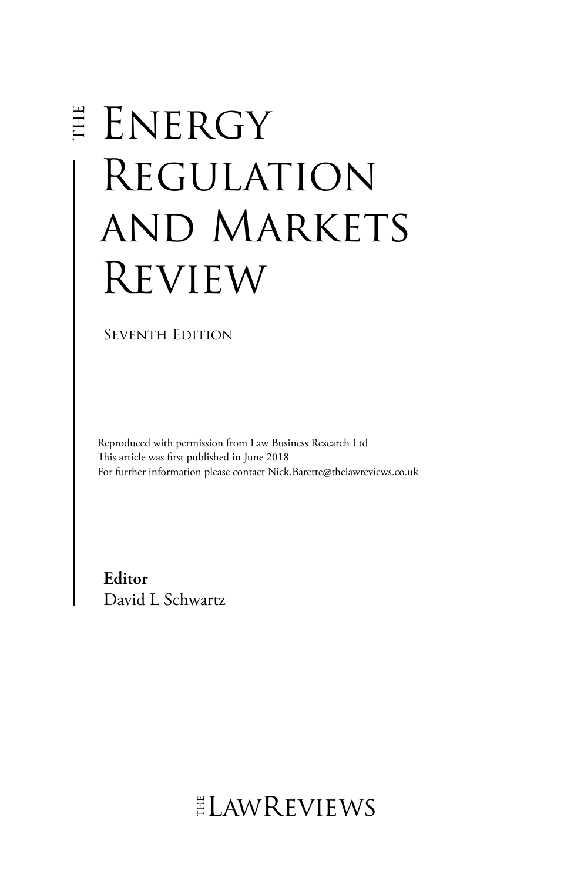# The Energy Regulation and Markets Review

Seventh Edition

Reproduced with permission from Law Business Research Ltd
This article was first published in June 2018
For further information please contact Nick.Barette@thelawreviews.co.uk

**Editor**
David L Schwartz

The Law Reviews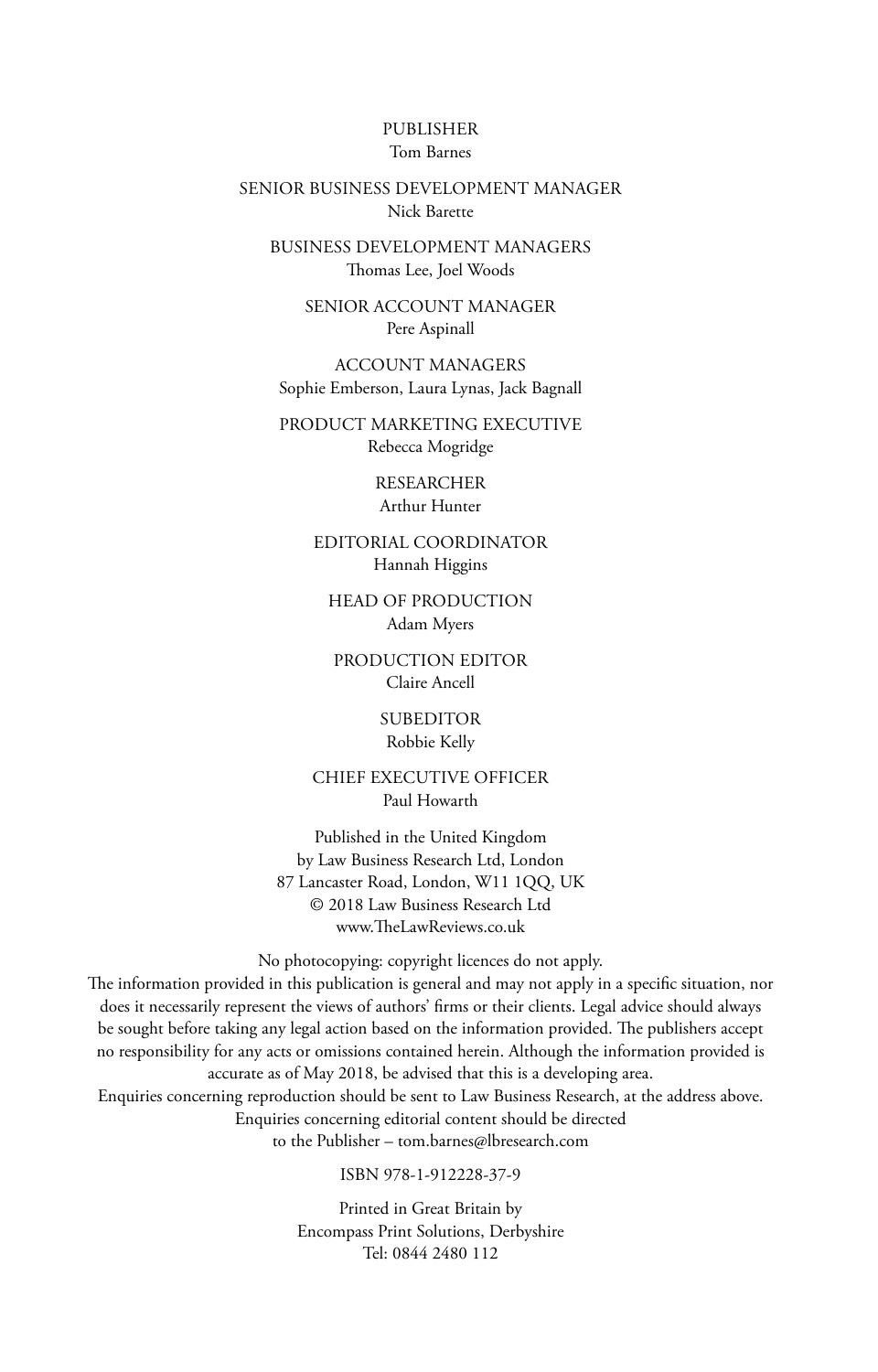PUBLISHER
Tom Barnes

SENIOR BUSINESS DEVELOPMENT MANAGER
Nick Barette

BUSINESS DEVELOPMENT MANAGERS
Thomas Lee, Joel Woods

SENIOR ACCOUNT MANAGER
Pere Aspinall

ACCOUNT MANAGERS
Sophie Emberson, Laura Lynas, Jack Bagnall

PRODUCT MARKETING EXECUTIVE
Rebecca Mogridge

RESEARCHER
Arthur Hunter

EDITORIAL COORDINATOR
Hannah Higgins

HEAD OF PRODUCTION
Adam Myers

PRODUCTION EDITOR
Claire Ancell

SUBEDITOR
Robbie Kelly

CHIEF EXECUTIVE OFFICER
Paul Howarth

Published in the United Kingdom
by Law Business Research Ltd, London
87 Lancaster Road, London, W11 1QQ, UK
© 2018 Law Business Research Ltd
www.TheLawReviews.co.uk

No photocopying: copyright licences do not apply.
The information provided in this publication is general and may not apply in a specific situation, nor does it necessarily represent the views of authors' firms or their clients. Legal advice should always be sought before taking any legal action based on the information provided. The publishers accept no responsibility for any acts or omissions contained herein. Although the information provided is accurate as of May 2018, be advised that this is a developing area.
Enquiries concerning reproduction should be sent to Law Business Research, at the address above.
Enquiries concerning editorial content should be directed
to the Publisher – tom.barnes@lbresearch.com

ISBN 978-1-912228-37-9

Printed in Great Britain by
Encompass Print Solutions, Derbyshire
Tel: 0844 2480 112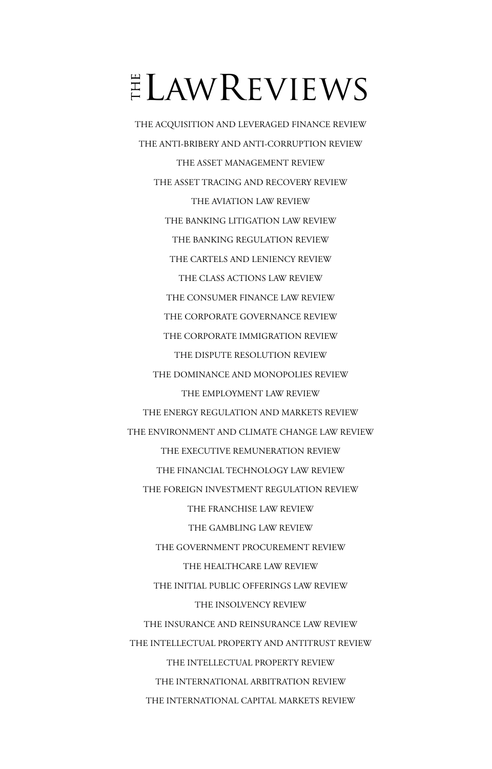# THE LAW REVIEWS

THE ACQUISITION AND LEVERAGED FINANCE REVIEW

THE ANTI-BRIBERY AND ANTI-CORRUPTION REVIEW

THE ASSET MANAGEMENT REVIEW

THE ASSET TRACING AND RECOVERY REVIEW

THE AVIATION LAW REVIEW

THE BANKING LITIGATION LAW REVIEW

THE BANKING REGULATION REVIEW

THE CARTELS AND LENIENCY REVIEW

THE CLASS ACTIONS LAW REVIEW

THE CONSUMER FINANCE LAW REVIEW

THE CORPORATE GOVERNANCE REVIEW

THE CORPORATE IMMIGRATION REVIEW

THE DISPUTE RESOLUTION REVIEW

THE DOMINANCE AND MONOPOLIES REVIEW

THE EMPLOYMENT LAW REVIEW

THE ENERGY REGULATION AND MARKETS REVIEW

THE ENVIRONMENT AND CLIMATE CHANGE LAW REVIEW

THE EXECUTIVE REMUNERATION REVIEW

THE FINANCIAL TECHNOLOGY LAW REVIEW

THE FOREIGN INVESTMENT REGULATION REVIEW

THE FRANCHISE LAW REVIEW

THE GAMBLING LAW REVIEW

THE GOVERNMENT PROCUREMENT REVIEW

THE HEALTHCARE LAW REVIEW

THE INITIAL PUBLIC OFFERINGS LAW REVIEW

THE INSOLVENCY REVIEW

THE INSURANCE AND REINSURANCE LAW REVIEW

THE INTELLECTUAL PROPERTY AND ANTITRUST REVIEW

THE INTELLECTUAL PROPERTY REVIEW

THE INTERNATIONAL ARBITRATION REVIEW

THE INTERNATIONAL CAPITAL MARKETS REVIEW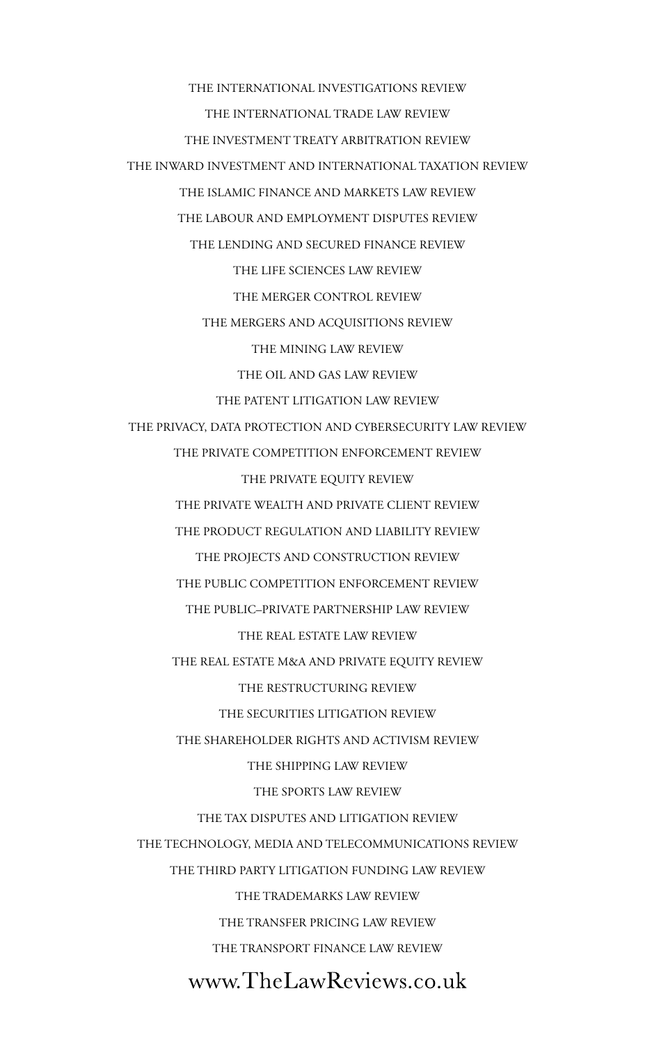THE INTERNATIONAL INVESTIGATIONS REVIEW

THE INTERNATIONAL TRADE LAW REVIEW

THE INVESTMENT TREATY ARBITRATION REVIEW

THE INWARD INVESTMENT AND INTERNATIONAL TAXATION REVIEW

THE ISLAMIC FINANCE AND MARKETS LAW REVIEW

THE LABOUR AND EMPLOYMENT DISPUTES REVIEW

THE LENDING AND SECURED FINANCE REVIEW

THE LIFE SCIENCES LAW REVIEW

THE MERGER CONTROL REVIEW

THE MERGERS AND ACQUISITIONS REVIEW

THE MINING LAW REVIEW

THE OIL AND GAS LAW REVIEW

THE PATENT LITIGATION LAW REVIEW

THE PRIVACY, DATA PROTECTION AND CYBERSECURITY LAW REVIEW

THE PRIVATE COMPETITION ENFORCEMENT REVIEW

THE PRIVATE EQUITY REVIEW

THE PRIVATE WEALTH AND PRIVATE CLIENT REVIEW

THE PRODUCT REGULATION AND LIABILITY REVIEW

THE PROJECTS AND CONSTRUCTION REVIEW

THE PUBLIC COMPETITION ENFORCEMENT REVIEW

THE PUBLIC–PRIVATE PARTNERSHIP LAW REVIEW

THE REAL ESTATE LAW REVIEW

THE REAL ESTATE M&A AND PRIVATE EQUITY REVIEW

THE RESTRUCTURING REVIEW

THE SECURITIES LITIGATION REVIEW

THE SHAREHOLDER RIGHTS AND ACTIVISM REVIEW

THE SHIPPING LAW REVIEW

THE SPORTS LAW REVIEW

THE TAX DISPUTES AND LITIGATION REVIEW

THE TECHNOLOGY, MEDIA AND TELECOMMUNICATIONS REVIEW

THE THIRD PARTY LITIGATION FUNDING LAW REVIEW

THE TRADEMARKS LAW REVIEW

THE TRANSFER PRICING LAW REVIEW

THE TRANSPORT FINANCE LAW REVIEW

www.TheLawReviews.co.uk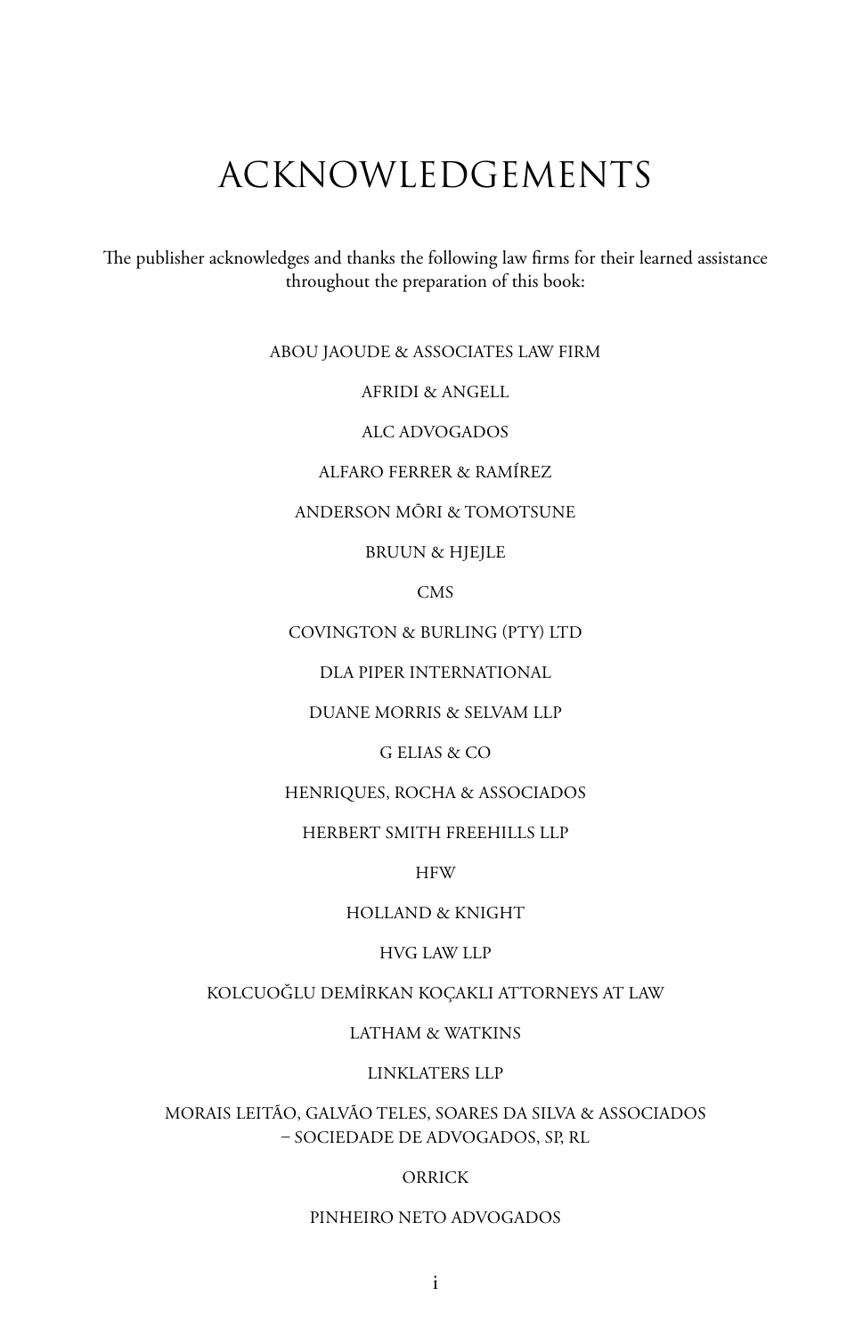# ACKNOWLEDGEMENTS

The publisher acknowledges and thanks the following law firms for their learned assistance throughout the preparation of this book:

ABOU JAOUDE & ASSOCIATES LAW FIRM

AFRIDI & ANGELL

ALC ADVOGADOS

ALFARO FERRER & RAMÍREZ

ANDERSON MŌRI & TOMOTSUNE

BRUUN & HJEJLE

CMS

COVINGTON & BURLING (PTY) LTD

DLA PIPER INTERNATIONAL

DUANE MORRIS & SELVAM LLP

G ELIAS & CO

HENRIQUES, ROCHA & ASSOCIADOS

HERBERT SMITH FREEHILLS LLP

HFW

HOLLAND & KNIGHT

HVG LAW LLP

KOLCUOĞLU DEMİRKAN KOÇAKLI ATTORNEYS AT LAW

LATHAM & WATKINS

LINKLATERS LLP

MORAIS LEITÃO, GALVÃO TELES, SOARES DA SILVA & ASSOCIADOS – SOCIEDADE DE ADVOGADOS, SP, RL

ORRICK

PINHEIRO NETO ADVOGADOS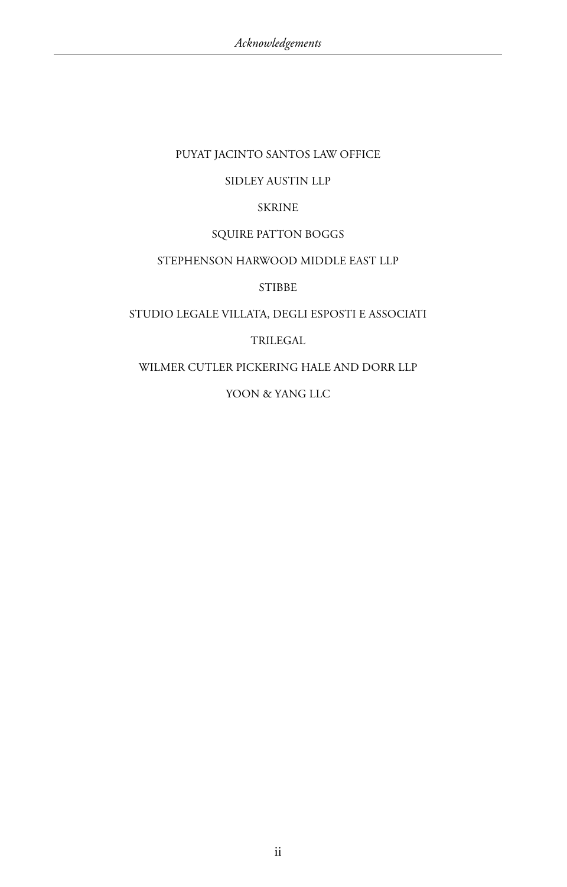PUYAT JACINTO SANTOS LAW OFFICE

SIDLEY AUSTIN LLP

SKRINE

SQUIRE PATTON BOGGS

STEPHENSON HARWOOD MIDDLE EAST LLP

STIBBE

STUDIO LEGALE VILLATA, DEGLI ESPOSTI E ASSOCIATI

TRILEGAL

WILMER CUTLER PICKERING HALE AND DORR LLP

YOON & YANG LLC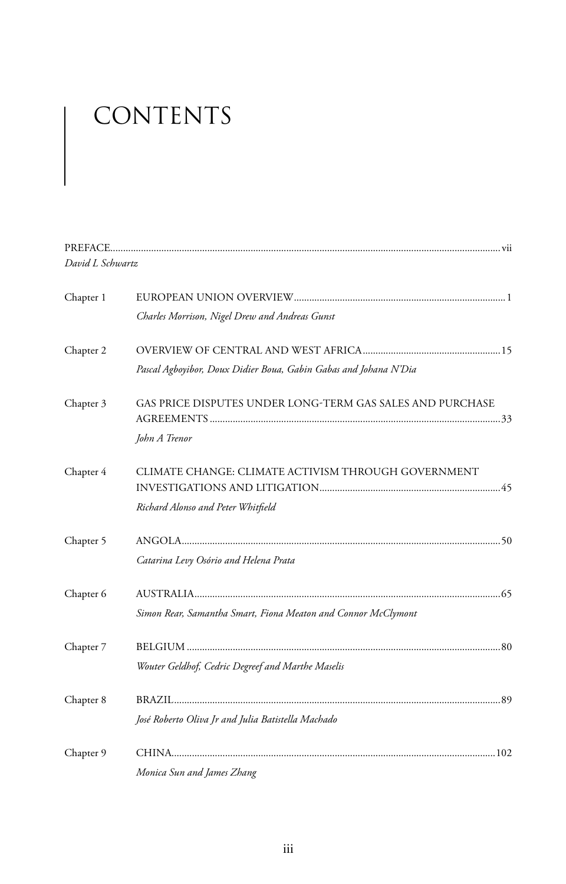# CONTENTS

PREFACE ........ vii
*David L Schwartz*

Chapter 1 EUROPEAN UNION OVERVIEW ........ 1
*Charles Morrison, Nigel Drew and Andreas Gunst*

Chapter 2 OVERVIEW OF CENTRAL AND WEST AFRICA ........ 15
*Pascal Agboyibor, Doux Didier Boua, Gabin Gabas and Johana N'Dia*

Chapter 3 GAS PRICE DISPUTES UNDER LONG-TERM GAS SALES AND PURCHASE AGREEMENTS ........ 33
*John A Trenor*

Chapter 4 CLIMATE CHANGE: CLIMATE ACTIVISM THROUGH GOVERNMENT INVESTIGATIONS AND LITIGATION ........ 45
*Richard Alonso and Peter Whitfield*

Chapter 5 ANGOLA ........ 50
*Catarina Levy Osório and Helena Prata*

Chapter 6 AUSTRALIA ........ 65
*Simon Rear, Samantha Smart, Fiona Meaton and Connor McClymont*

Chapter 7 BELGIUM ........ 80
*Wouter Geldhof, Cedric Degreef and Marthe Maselis*

Chapter 8 BRAZIL ........ 89
*José Roberto Oliva Jr and Julia Batistella Machado*

Chapter 9 CHINA ........ 102
*Monica Sun and James Zhang*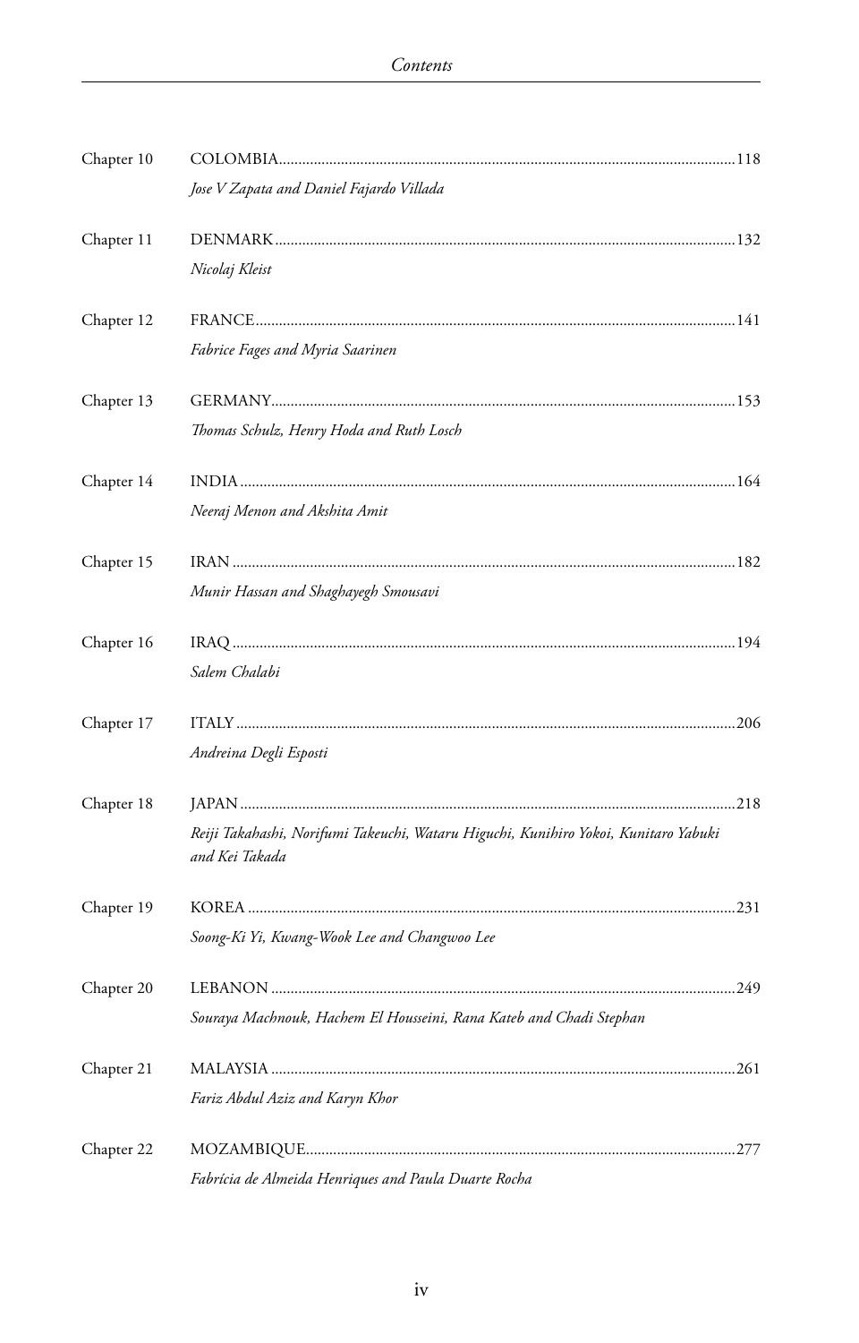| | | |
|---|---|---|
| Chapter 10 | COLOMBIA | 118 |
| | *Jose V Zapata and Daniel Fajardo Villada* | |
| Chapter 11 | DENMARK | 132 |
| | *Nicolaj Kleist* | |
| Chapter 12 | FRANCE | 141 |
| | *Fabrice Fages and Myria Saarinen* | |
| Chapter 13 | GERMANY | 153 |
| | *Thomas Schulz, Henry Hoda and Ruth Losch* | |
| Chapter 14 | INDIA | 164 |
| | *Neeraj Menon and Akshita Amit* | |
| Chapter 15 | IRAN | 182 |
| | *Munir Hassan and Shaghayegh Smousavi* | |
| Chapter 16 | IRAQ | 194 |
| | *Salem Chalabi* | |
| Chapter 17 | ITALY | 206 |
| | *Andreina Degli Esposti* | |
| Chapter 18 | JAPAN | 218 |
| | *Reiji Takahashi, Norifumi Takeuchi, Wataru Higuchi, Kunihiro Yokoi, Kunitaro Yabuki and Kei Takada* | |
| Chapter 19 | KOREA | 231 |
| | *Soong-Ki Yi, Kwang-Wook Lee and Changwoo Lee* | |
| Chapter 20 | LEBANON | 249 |
| | *Souraya Machnouk, Hachem El Housseini, Rana Kateb and Chadi Stephan* | |
| Chapter 21 | MALAYSIA | 261 |
| | *Fariz Abdul Aziz and Karyn Khor* | |
| Chapter 22 | MOZAMBIQUE | 277 |
| | *Fabrícia de Almeida Henriques and Paula Duarte Rocha* | |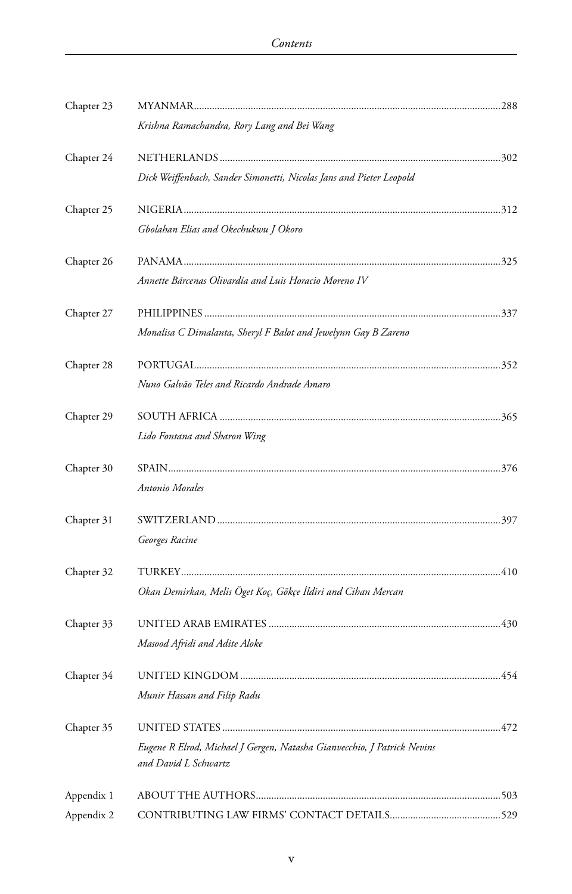| | | |
|---|---|---|
| Chapter 23 | MYANMAR | 288 |
| | *Krishna Ramachandra, Rory Lang and Bei Wang* | |
| Chapter 24 | NETHERLANDS | 302 |
| | *Dick Weiffenbach, Sander Simonetti, Nicolas Jans and Pieter Leopold* | |
| Chapter 25 | NIGERIA | 312 |
| | *Gbolahan Elias and Okechukwu J Okoro* | |
| Chapter 26 | PANAMA | 325 |
| | *Annette Bárcenas Olivardía and Luis Horacio Moreno IV* | |
| Chapter 27 | PHILIPPINES | 337 |
| | *Monalisa C Dimalanta, Sheryl F Balot and Jewelynn Gay B Zareno* | |
| Chapter 28 | PORTUGAL | 352 |
| | *Nuno Galvão Teles and Ricardo Andrade Amaro* | |
| Chapter 29 | SOUTH AFRICA | 365 |
| | *Lido Fontana and Sharon Wing* | |
| Chapter 30 | SPAIN | 376 |
| | *Antonio Morales* | |
| Chapter 31 | SWITZERLAND | 397 |
| | *Georges Racine* | |
| Chapter 32 | TURKEY | 410 |
| | *Okan Demirkan, Melis Öget Koç, Gökçe İldiri and Cihan Mercan* | |
| Chapter 33 | UNITED ARAB EMIRATES | 430 |
| | *Masood Afridi and Adite Aloke* | |
| Chapter 34 | UNITED KINGDOM | 454 |
| | *Munir Hassan and Filip Radu* | |
| Chapter 35 | UNITED STATES | 472 |
| | *Eugene R Elrod, Michael J Gergen, Natasha Gianvecchio, J Patrick Nevins and David L Schwartz* | |
| Appendix 1 | ABOUT THE AUTHORS | 503 |
| Appendix 2 | CONTRIBUTING LAW FIRMS' CONTACT DETAILS | 529 |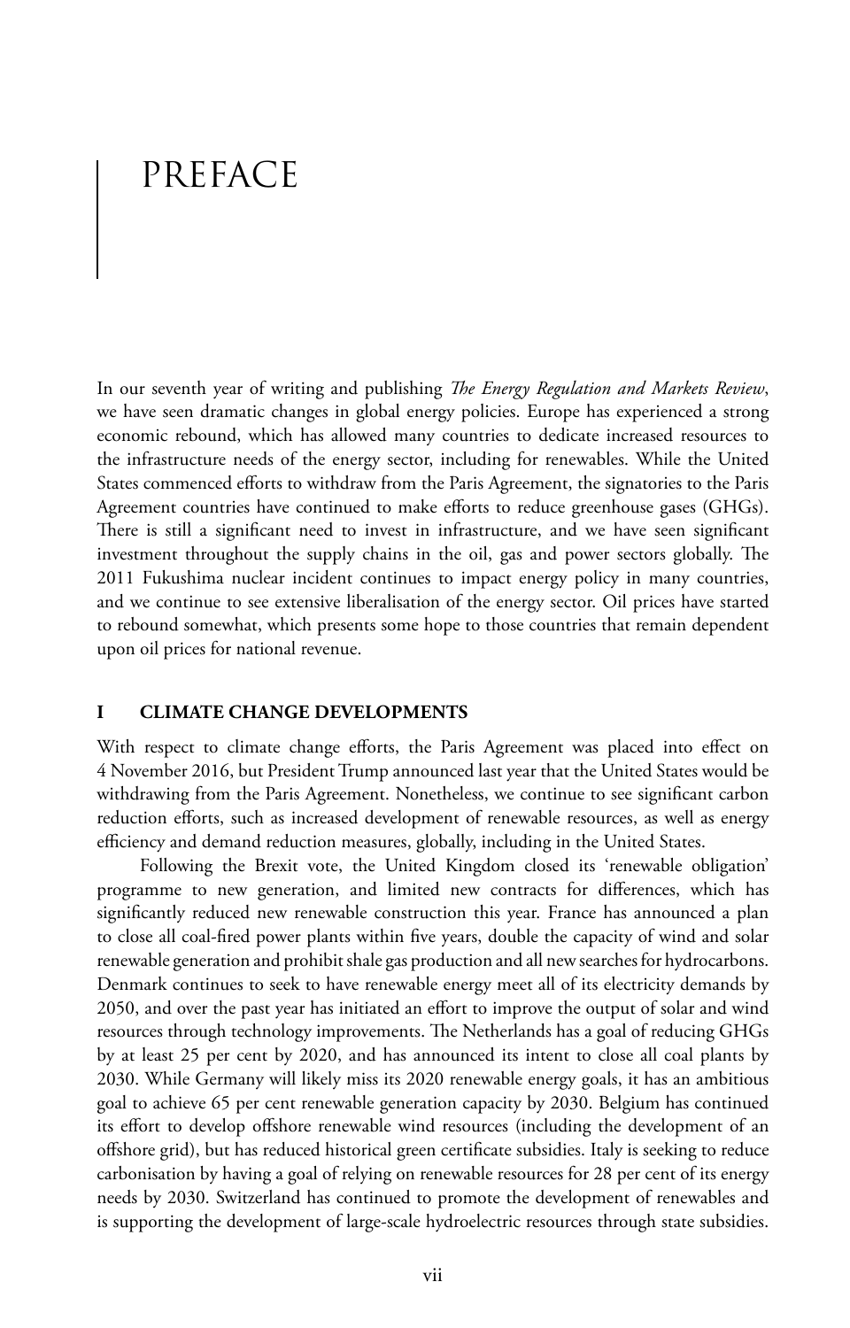# PREFACE

In our seventh year of writing and publishing *The Energy Regulation and Markets Review*, we have seen dramatic changes in global energy policies. Europe has experienced a strong economic rebound, which has allowed many countries to dedicate increased resources to the infrastructure needs of the energy sector, including for renewables. While the United States commenced efforts to withdraw from the Paris Agreement, the signatories to the Paris Agreement countries have continued to make efforts to reduce greenhouse gases (GHGs). There is still a significant need to invest in infrastructure, and we have seen significant investment throughout the supply chains in the oil, gas and power sectors globally. The 2011 Fukushima nuclear incident continues to impact energy policy in many countries, and we continue to see extensive liberalisation of the energy sector. Oil prices have started to rebound somewhat, which presents some hope to those countries that remain dependent upon oil prices for national revenue.

## I CLIMATE CHANGE DEVELOPMENTS

With respect to climate change efforts, the Paris Agreement was placed into effect on 4 November 2016, but President Trump announced last year that the United States would be withdrawing from the Paris Agreement. Nonetheless, we continue to see significant carbon reduction efforts, such as increased development of renewable resources, as well as energy efficiency and demand reduction measures, globally, including in the United States.

Following the Brexit vote, the United Kingdom closed its 'renewable obligation' programme to new generation, and limited new contracts for differences, which has significantly reduced new renewable construction this year. France has announced a plan to close all coal-fired power plants within five years, double the capacity of wind and solar renewable generation and prohibit shale gas production and all new searches for hydrocarbons. Denmark continues to seek to have renewable energy meet all of its electricity demands by 2050, and over the past year has initiated an effort to improve the output of solar and wind resources through technology improvements. The Netherlands has a goal of reducing GHGs by at least 25 per cent by 2020, and has announced its intent to close all coal plants by 2030. While Germany will likely miss its 2020 renewable energy goals, it has an ambitious goal to achieve 65 per cent renewable generation capacity by 2030. Belgium has continued its effort to develop offshore renewable wind resources (including the development of an offshore grid), but has reduced historical green certificate subsidies. Italy is seeking to reduce carbonisation by having a goal of relying on renewable resources for 28 per cent of its energy needs by 2030. Switzerland has continued to promote the development of renewables and is supporting the development of large-scale hydroelectric resources through state subsidies.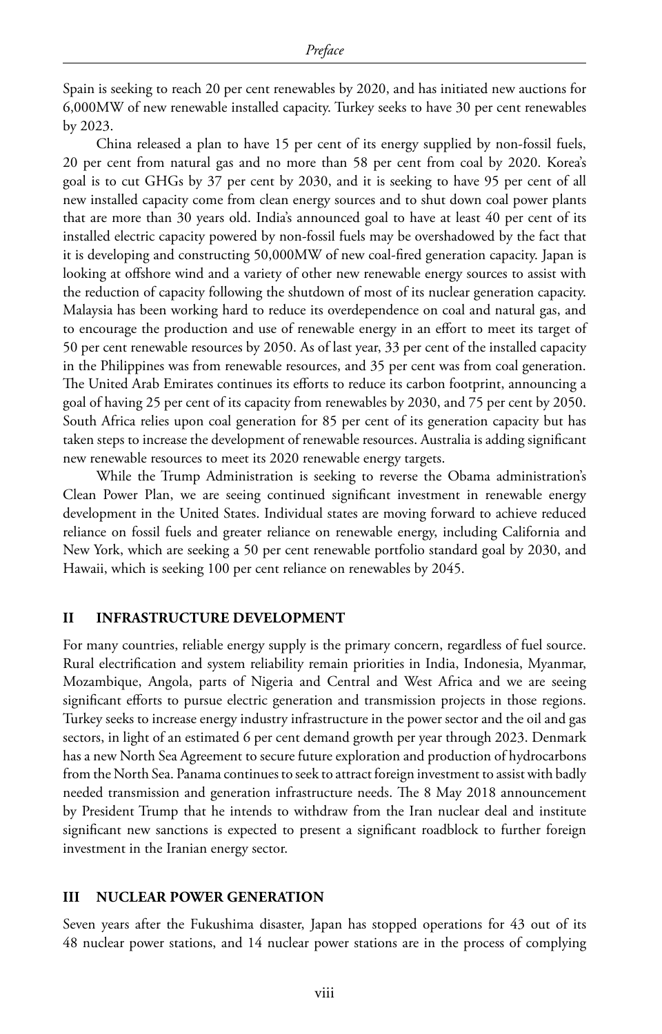Spain is seeking to reach 20 per cent renewables by 2020, and has initiated new auctions for 6,000MW of new renewable installed capacity. Turkey seeks to have 30 per cent renewables by 2023.

China released a plan to have 15 per cent of its energy supplied by non-fossil fuels, 20 per cent from natural gas and no more than 58 per cent from coal by 2020. Korea's goal is to cut GHGs by 37 per cent by 2030, and it is seeking to have 95 per cent of all new installed capacity come from clean energy sources and to shut down coal power plants that are more than 30 years old. India's announced goal to have at least 40 per cent of its installed electric capacity powered by non-fossil fuels may be overshadowed by the fact that it is developing and constructing 50,000MW of new coal-fired generation capacity. Japan is looking at offshore wind and a variety of other new renewable energy sources to assist with the reduction of capacity following the shutdown of most of its nuclear generation capacity. Malaysia has been working hard to reduce its overdependence on coal and natural gas, and to encourage the production and use of renewable energy in an effort to meet its target of 50 per cent renewable resources by 2050. As of last year, 33 per cent of the installed capacity in the Philippines was from renewable resources, and 35 per cent was from coal generation. The United Arab Emirates continues its efforts to reduce its carbon footprint, announcing a goal of having 25 per cent of its capacity from renewables by 2030, and 75 per cent by 2050. South Africa relies upon coal generation for 85 per cent of its generation capacity but has taken steps to increase the development of renewable resources. Australia is adding significant new renewable resources to meet its 2020 renewable energy targets.

While the Trump Administration is seeking to reverse the Obama administration's Clean Power Plan, we are seeing continued significant investment in renewable energy development in the United States. Individual states are moving forward to achieve reduced reliance on fossil fuels and greater reliance on renewable energy, including California and New York, which are seeking a 50 per cent renewable portfolio standard goal by 2030, and Hawaii, which is seeking 100 per cent reliance on renewables by 2045.

## II INFRASTRUCTURE DEVELOPMENT

For many countries, reliable energy supply is the primary concern, regardless of fuel source. Rural electrification and system reliability remain priorities in India, Indonesia, Myanmar, Mozambique, Angola, parts of Nigeria and Central and West Africa and we are seeing significant efforts to pursue electric generation and transmission projects in those regions. Turkey seeks to increase energy industry infrastructure in the power sector and the oil and gas sectors, in light of an estimated 6 per cent demand growth per year through 2023. Denmark has a new North Sea Agreement to secure future exploration and production of hydrocarbons from the North Sea. Panama continues to seek to attract foreign investment to assist with badly needed transmission and generation infrastructure needs. The 8 May 2018 announcement by President Trump that he intends to withdraw from the Iran nuclear deal and institute significant new sanctions is expected to present a significant roadblock to further foreign investment in the Iranian energy sector.

## III NUCLEAR POWER GENERATION

Seven years after the Fukushima disaster, Japan has stopped operations for 43 out of its 48 nuclear power stations, and 14 nuclear power stations are in the process of complying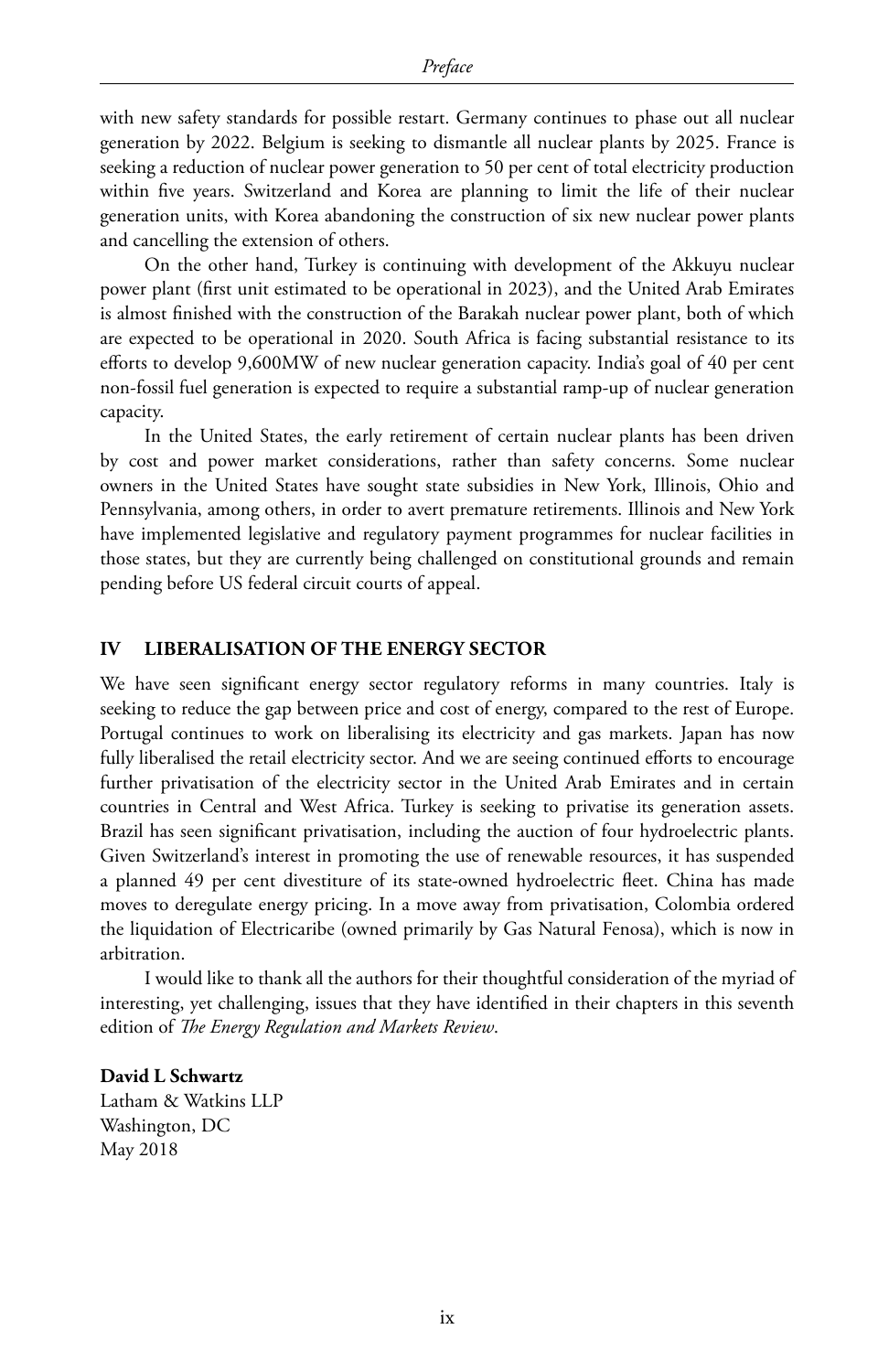with new safety standards for possible restart. Germany continues to phase out all nuclear generation by 2022. Belgium is seeking to dismantle all nuclear plants by 2025. France is seeking a reduction of nuclear power generation to 50 per cent of total electricity production within five years. Switzerland and Korea are planning to limit the life of their nuclear generation units, with Korea abandoning the construction of six new nuclear power plants and cancelling the extension of others.

On the other hand, Turkey is continuing with development of the Akkuyu nuclear power plant (first unit estimated to be operational in 2023), and the United Arab Emirates is almost finished with the construction of the Barakah nuclear power plant, both of which are expected to be operational in 2020. South Africa is facing substantial resistance to its efforts to develop 9,600MW of new nuclear generation capacity. India's goal of 40 per cent non-fossil fuel generation is expected to require a substantial ramp-up of nuclear generation capacity.

In the United States, the early retirement of certain nuclear plants has been driven by cost and power market considerations, rather than safety concerns. Some nuclear owners in the United States have sought state subsidies in New York, Illinois, Ohio and Pennsylvania, among others, in order to avert premature retirements. Illinois and New York have implemented legislative and regulatory payment programmes for nuclear facilities in those states, but they are currently being challenged on constitutional grounds and remain pending before US federal circuit courts of appeal.

## IV LIBERALISATION OF THE ENERGY SECTOR

We have seen significant energy sector regulatory reforms in many countries. Italy is seeking to reduce the gap between price and cost of energy, compared to the rest of Europe. Portugal continues to work on liberalising its electricity and gas markets. Japan has now fully liberalised the retail electricity sector. And we are seeing continued efforts to encourage further privatisation of the electricity sector in the United Arab Emirates and in certain countries in Central and West Africa. Turkey is seeking to privatise its generation assets. Brazil has seen significant privatisation, including the auction of four hydroelectric plants. Given Switzerland's interest in promoting the use of renewable resources, it has suspended a planned 49 per cent divestiture of its state-owned hydroelectric fleet. China has made moves to deregulate energy pricing. In a move away from privatisation, Colombia ordered the liquidation of Electricaribe (owned primarily by Gas Natural Fenosa), which is now in arbitration.

I would like to thank all the authors for their thoughtful consideration of the myriad of interesting, yet challenging, issues that they have identified in their chapters in this seventh edition of *The Energy Regulation and Markets Review*.

**David L Schwartz**
Latham & Watkins LLP
Washington, DC
May 2018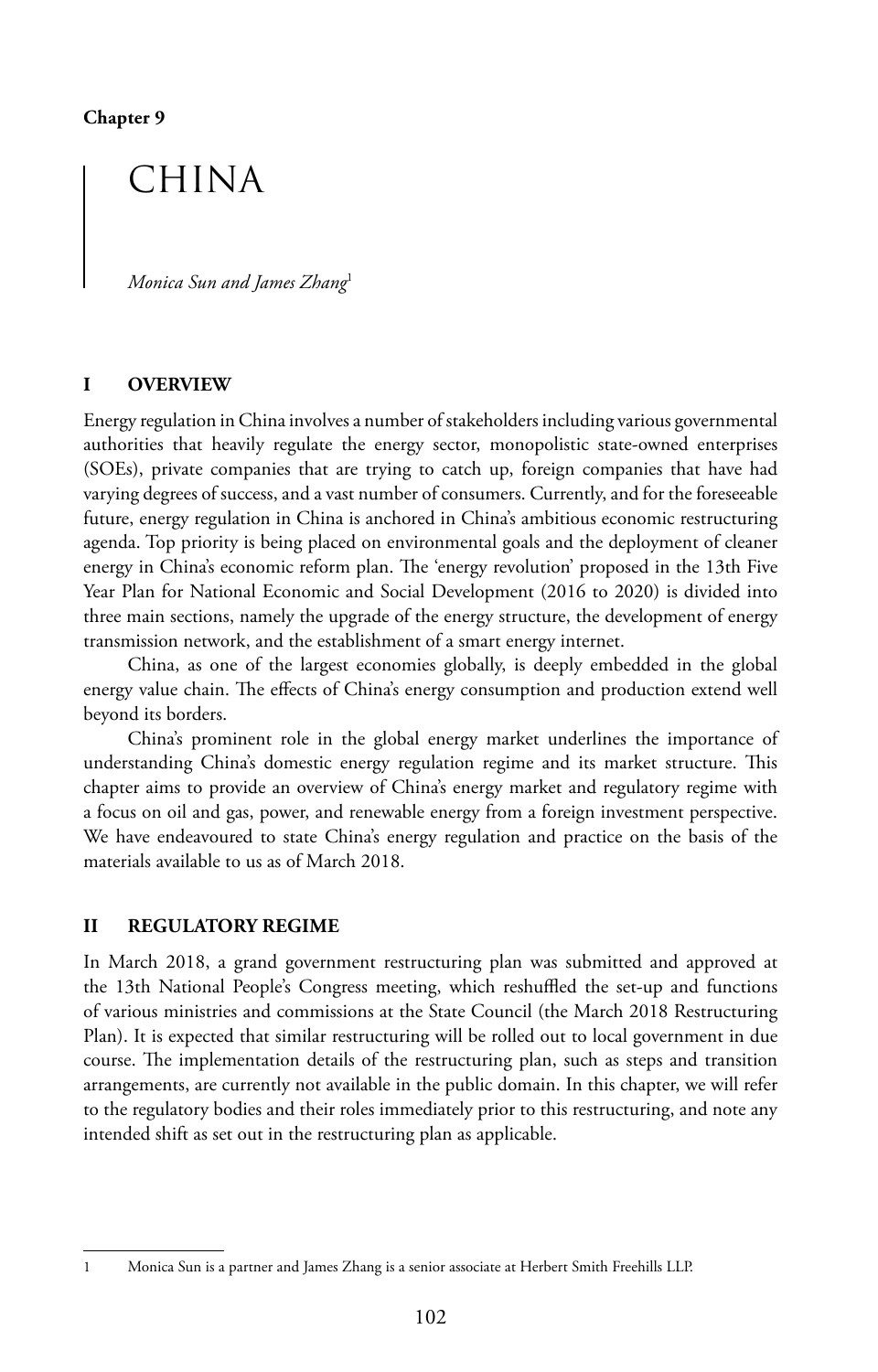**Chapter 9**

# CHINA

*Monica Sun and James Zhang*[1]

## I OVERVIEW

Energy regulation in China involves a number of stakeholders including various governmental authorities that heavily regulate the energy sector, monopolistic state-owned enterprises (SOEs), private companies that are trying to catch up, foreign companies that have had varying degrees of success, and a vast number of consumers. Currently, and for the foreseeable future, energy regulation in China is anchored in China's ambitious economic restructuring agenda. Top priority is being placed on environmental goals and the deployment of cleaner energy in China's economic reform plan. The 'energy revolution' proposed in the 13th Five Year Plan for National Economic and Social Development (2016 to 2020) is divided into three main sections, namely the upgrade of the energy structure, the development of energy transmission network, and the establishment of a smart energy internet.

China, as one of the largest economies globally, is deeply embedded in the global energy value chain. The effects of China's energy consumption and production extend well beyond its borders.

China's prominent role in the global energy market underlines the importance of understanding China's domestic energy regulation regime and its market structure. This chapter aims to provide an overview of China's energy market and regulatory regime with a focus on oil and gas, power, and renewable energy from a foreign investment perspective. We have endeavoured to state China's energy regulation and practice on the basis of the materials available to us as of March 2018.

## II REGULATORY REGIME

In March 2018, a grand government restructuring plan was submitted and approved at the 13th National People's Congress meeting, which reshuffled the set-up and functions of various ministries and commissions at the State Council (the March 2018 Restructuring Plan). It is expected that similar restructuring will be rolled out to local government in due course. The implementation details of the restructuring plan, such as steps and transition arrangements, are currently not available in the public domain. In this chapter, we will refer to the regulatory bodies and their roles immediately prior to this restructuring, and note any intended shift as set out in the restructuring plan as applicable.

---

1 Monica Sun is a partner and James Zhang is a senior associate at Herbert Smith Freehills LLP.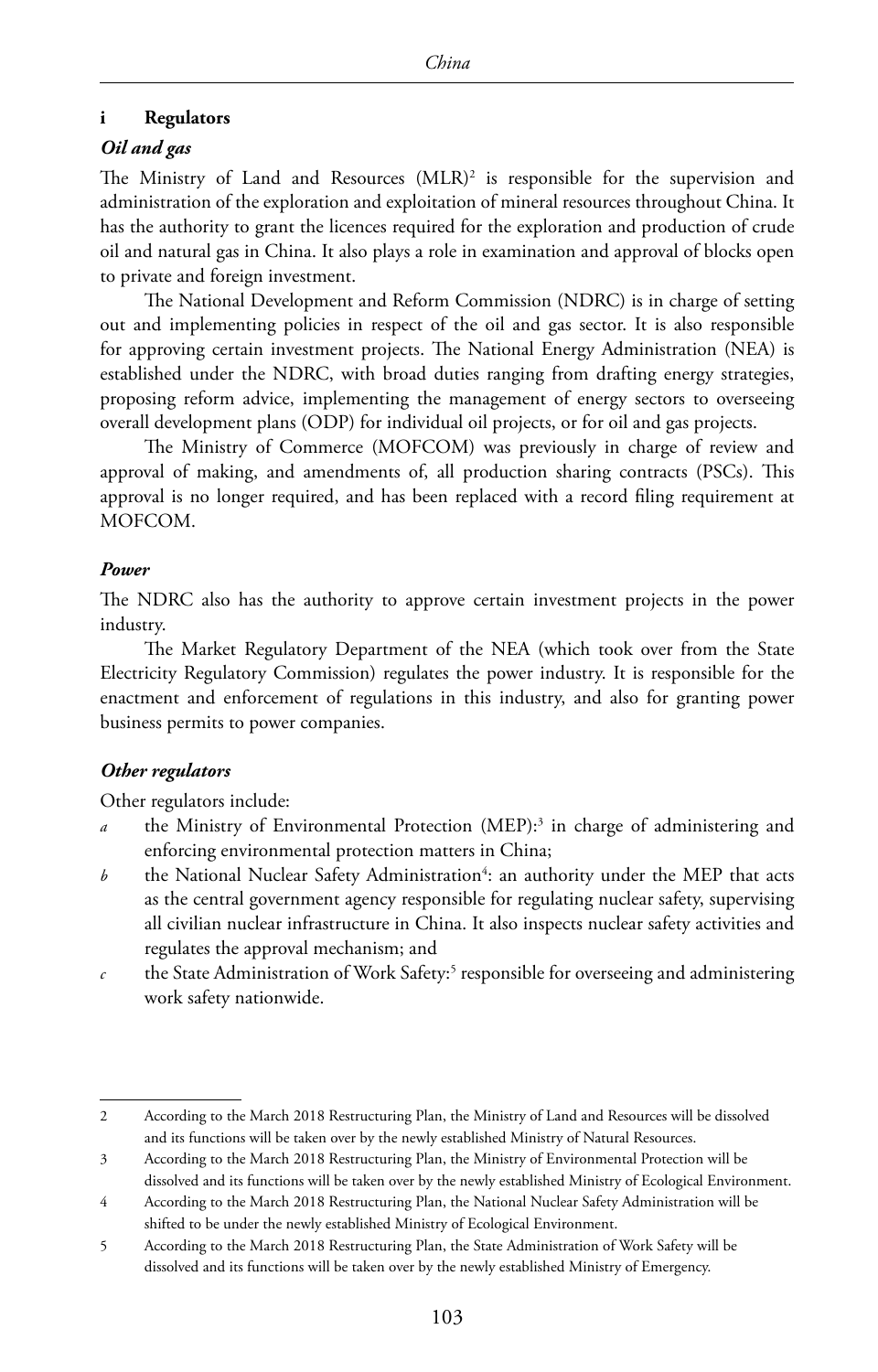### i Regulators

#### *Oil and gas*

The Ministry of Land and Resources (MLR)[2] is responsible for the supervision and administration of the exploration and exploitation of mineral resources throughout China. It has the authority to grant the licences required for the exploration and production of crude oil and natural gas in China. It also plays a role in examination and approval of blocks open to private and foreign investment.

The National Development and Reform Commission (NDRC) is in charge of setting out and implementing policies in respect of the oil and gas sector. It is also responsible for approving certain investment projects. The National Energy Administration (NEA) is established under the NDRC, with broad duties ranging from drafting energy strategies, proposing reform advice, implementing the management of energy sectors to overseeing overall development plans (ODP) for individual oil projects, or for oil and gas projects.

The Ministry of Commerce (MOFCOM) was previously in charge of review and approval of making, and amendments of, all production sharing contracts (PSCs). This approval is no longer required, and has been replaced with a record filing requirement at MOFCOM.

#### *Power*

The NDRC also has the authority to approve certain investment projects in the power industry.

The Market Regulatory Department of the NEA (which took over from the State Electricity Regulatory Commission) regulates the power industry. It is responsible for the enactment and enforcement of regulations in this industry, and also for granting power business permits to power companies.

#### *Other regulators*

Other regulators include:

*a* the Ministry of Environmental Protection (MEP):[3] in charge of administering and enforcing environmental protection matters in China;

*b* the National Nuclear Safety Administration[4]: an authority under the MEP that acts as the central government agency responsible for regulating nuclear safety, supervising all civilian nuclear infrastructure in China. It also inspects nuclear safety activities and regulates the approval mechanism; and

*c* the State Administration of Work Safety:[5] responsible for overseeing and administering work safety nationwide.

---

2 According to the March 2018 Restructuring Plan, the Ministry of Land and Resources will be dissolved and its functions will be taken over by the newly established Ministry of Natural Resources.

3 According to the March 2018 Restructuring Plan, the Ministry of Environmental Protection will be dissolved and its functions will be taken over by the newly established Ministry of Ecological Environment.

4 According to the March 2018 Restructuring Plan, the National Nuclear Safety Administration will be shifted to be under the newly established Ministry of Ecological Environment.

5 According to the March 2018 Restructuring Plan, the State Administration of Work Safety will be dissolved and its functions will be taken over by the newly established Ministry of Emergency.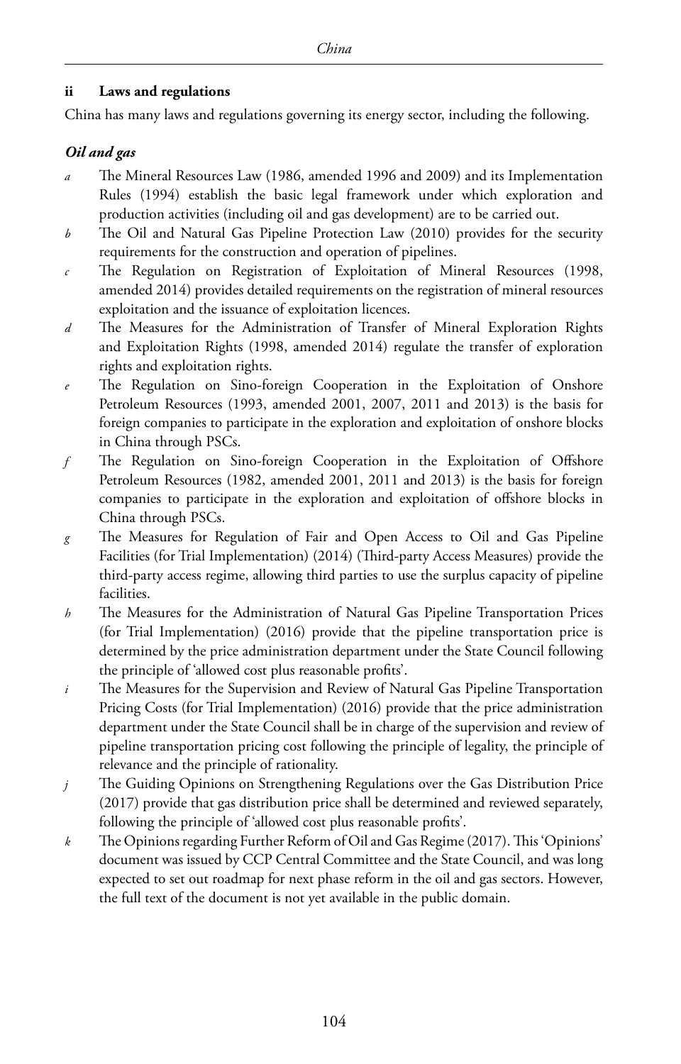### ii Laws and regulations

China has many laws and regulations governing its energy sector, including the following.

#### *Oil and gas*

*a* The Mineral Resources Law (1986, amended 1996 and 2009) and its Implementation Rules (1994) establish the basic legal framework under which exploration and production activities (including oil and gas development) are to be carried out.

*b* The Oil and Natural Gas Pipeline Protection Law (2010) provides for the security requirements for the construction and operation of pipelines.

*c* The Regulation on Registration of Exploitation of Mineral Resources (1998, amended 2014) provides detailed requirements on the registration of mineral resources exploitation and the issuance of exploitation licences.

*d* The Measures for the Administration of Transfer of Mineral Exploration Rights and Exploitation Rights (1998, amended 2014) regulate the transfer of exploration rights and exploitation rights.

*e* The Regulation on Sino-foreign Cooperation in the Exploitation of Onshore Petroleum Resources (1993, amended 2001, 2007, 2011 and 2013) is the basis for foreign companies to participate in the exploration and exploitation of onshore blocks in China through PSCs.

*f* The Regulation on Sino-foreign Cooperation in the Exploitation of Offshore Petroleum Resources (1982, amended 2001, 2011 and 2013) is the basis for foreign companies to participate in the exploration and exploitation of offshore blocks in China through PSCs.

*g* The Measures for Regulation of Fair and Open Access to Oil and Gas Pipeline Facilities (for Trial Implementation) (2014) (Third-party Access Measures) provide the third-party access regime, allowing third parties to use the surplus capacity of pipeline facilities.

*h* The Measures for the Administration of Natural Gas Pipeline Transportation Prices (for Trial Implementation) (2016) provide that the pipeline transportation price is determined by the price administration department under the State Council following the principle of 'allowed cost plus reasonable profits'.

*i* The Measures for the Supervision and Review of Natural Gas Pipeline Transportation Pricing Costs (for Trial Implementation) (2016) provide that the price administration department under the State Council shall be in charge of the supervision and review of pipeline transportation pricing cost following the principle of legality, the principle of relevance and the principle of rationality.

*j* The Guiding Opinions on Strengthening Regulations over the Gas Distribution Price (2017) provide that gas distribution price shall be determined and reviewed separately, following the principle of 'allowed cost plus reasonable profits'.

*k* The Opinions regarding Further Reform of Oil and Gas Regime (2017). This 'Opinions' document was issued by CCP Central Committee and the State Council, and was long expected to set out roadmap for next phase reform in the oil and gas sectors. However, the full text of the document is not yet available in the public domain.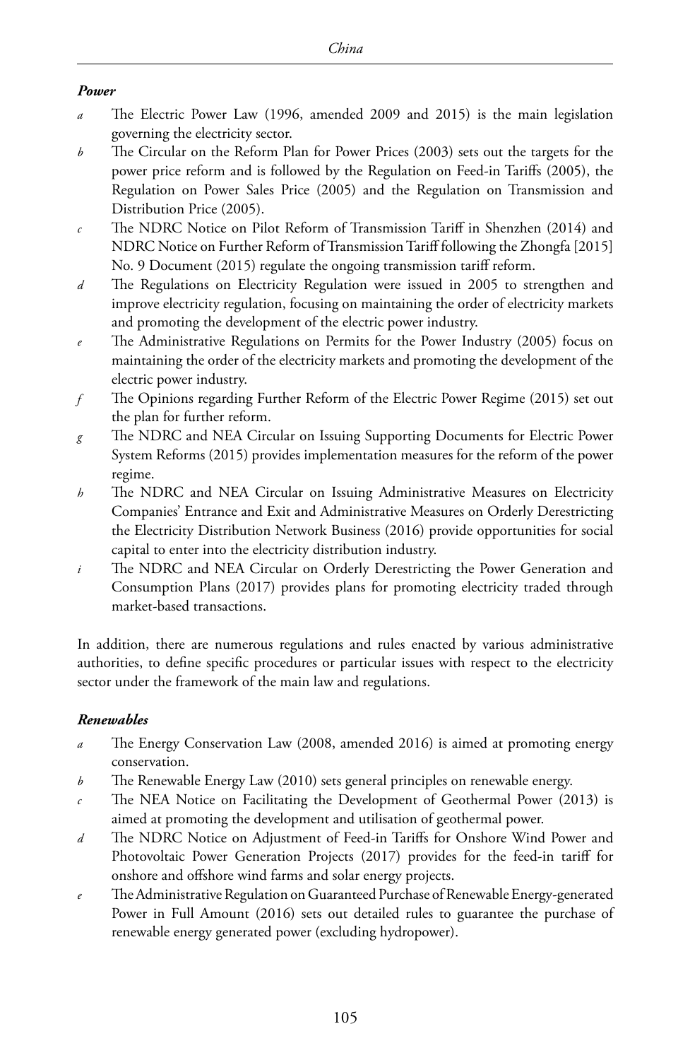***Power***

*a* The Electric Power Law (1996, amended 2009 and 2015) is the main legislation governing the electricity sector.

*b* The Circular on the Reform Plan for Power Prices (2003) sets out the targets for the power price reform and is followed by the Regulation on Feed-in Tariffs (2005), the Regulation on Power Sales Price (2005) and the Regulation on Transmission and Distribution Price (2005).

*c* The NDRC Notice on Pilot Reform of Transmission Tariff in Shenzhen (2014) and NDRC Notice on Further Reform of Transmission Tariff following the Zhongfa [2015] No. 9 Document (2015) regulate the ongoing transmission tariff reform.

*d* The Regulations on Electricity Regulation were issued in 2005 to strengthen and improve electricity regulation, focusing on maintaining the order of electricity markets and promoting the development of the electric power industry.

*e* The Administrative Regulations on Permits for the Power Industry (2005) focus on maintaining the order of the electricity markets and promoting the development of the electric power industry.

*f* The Opinions regarding Further Reform of the Electric Power Regime (2015) set out the plan for further reform.

*g* The NDRC and NEA Circular on Issuing Supporting Documents for Electric Power System Reforms (2015) provides implementation measures for the reform of the power regime.

*h* The NDRC and NEA Circular on Issuing Administrative Measures on Electricity Companies' Entrance and Exit and Administrative Measures on Orderly Derestricting the Electricity Distribution Network Business (2016) provide opportunities for social capital to enter into the electricity distribution industry.

*i* The NDRC and NEA Circular on Orderly Derestricting the Power Generation and Consumption Plans (2017) provides plans for promoting electricity traded through market-based transactions.

In addition, there are numerous regulations and rules enacted by various administrative authorities, to define specific procedures or particular issues with respect to the electricity sector under the framework of the main law and regulations.

***Renewables***

*a* The Energy Conservation Law (2008, amended 2016) is aimed at promoting energy conservation.

*b* The Renewable Energy Law (2010) sets general principles on renewable energy.

*c* The NEA Notice on Facilitating the Development of Geothermal Power (2013) is aimed at promoting the development and utilisation of geothermal power.

*d* The NDRC Notice on Adjustment of Feed-in Tariffs for Onshore Wind Power and Photovoltaic Power Generation Projects (2017) provides for the feed-in tariff for onshore and offshore wind farms and solar energy projects.

*e* The Administrative Regulation on Guaranteed Purchase of Renewable Energy-generated Power in Full Amount (2016) sets out detailed rules to guarantee the purchase of renewable energy generated power (excluding hydropower).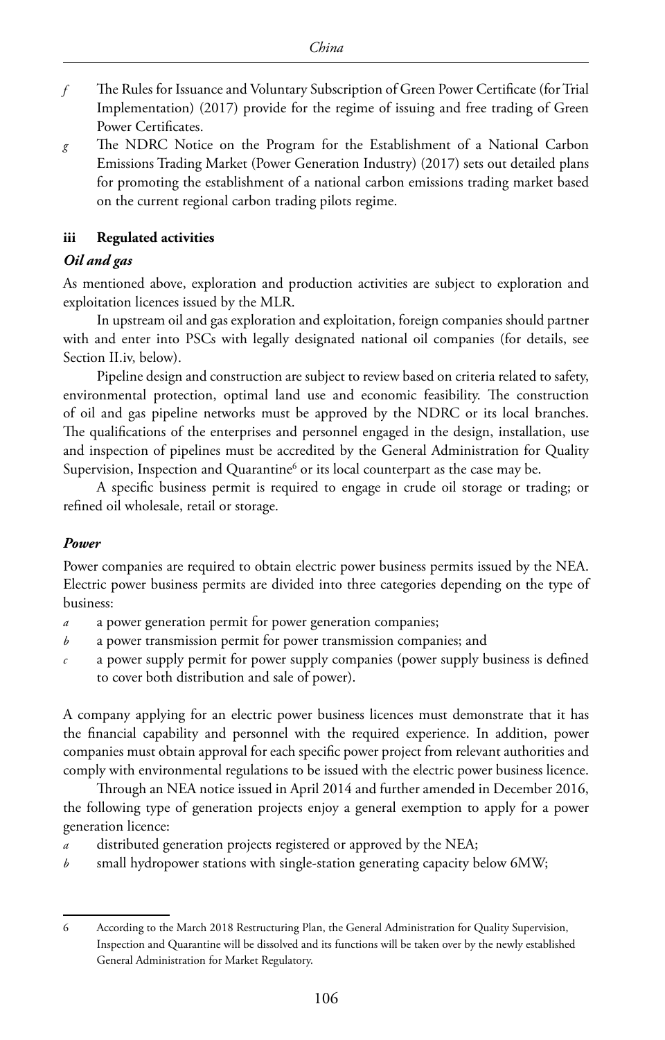*f* The Rules for Issuance and Voluntary Subscription of Green Power Certificate (for Trial Implementation) (2017) provide for the regime of issuing and free trading of Green Power Certificates.

*g* The NDRC Notice on the Program for the Establishment of a National Carbon Emissions Trading Market (Power Generation Industry) (2017) sets out detailed plans for promoting the establishment of a national carbon emissions trading market based on the current regional carbon trading pilots regime.

### iii Regulated activities

#### *Oil and gas*

As mentioned above, exploration and production activities are subject to exploration and exploitation licences issued by the MLR.

In upstream oil and gas exploration and exploitation, foreign companies should partner with and enter into PSCs with legally designated national oil companies (for details, see Section II.iv, below).

Pipeline design and construction are subject to review based on criteria related to safety, environmental protection, optimal land use and economic feasibility. The construction of oil and gas pipeline networks must be approved by the NDRC or its local branches. The qualifications of the enterprises and personnel engaged in the design, installation, use and inspection of pipelines must be accredited by the General Administration for Quality Supervision, Inspection and Quarantine[6] or its local counterpart as the case may be.

A specific business permit is required to engage in crude oil storage or trading; or refined oil wholesale, retail or storage.

#### *Power*

Power companies are required to obtain electric power business permits issued by the NEA. Electric power business permits are divided into three categories depending on the type of business:

*a* a power generation permit for power generation companies;

*b* a power transmission permit for power transmission companies; and

*c* a power supply permit for power supply companies (power supply business is defined to cover both distribution and sale of power).

A company applying for an electric power business licences must demonstrate that it has the financial capability and personnel with the required experience. In addition, power companies must obtain approval for each specific power project from relevant authorities and comply with environmental regulations to be issued with the electric power business licence.

Through an NEA notice issued in April 2014 and further amended in December 2016, the following type of generation projects enjoy a general exemption to apply for a power generation licence:

*a* distributed generation projects registered or approved by the NEA;

*b* small hydropower stations with single-station generating capacity below 6MW;

---

6 According to the March 2018 Restructuring Plan, the General Administration for Quality Supervision, Inspection and Quarantine will be dissolved and its functions will be taken over by the newly established General Administration for Market Regulatory.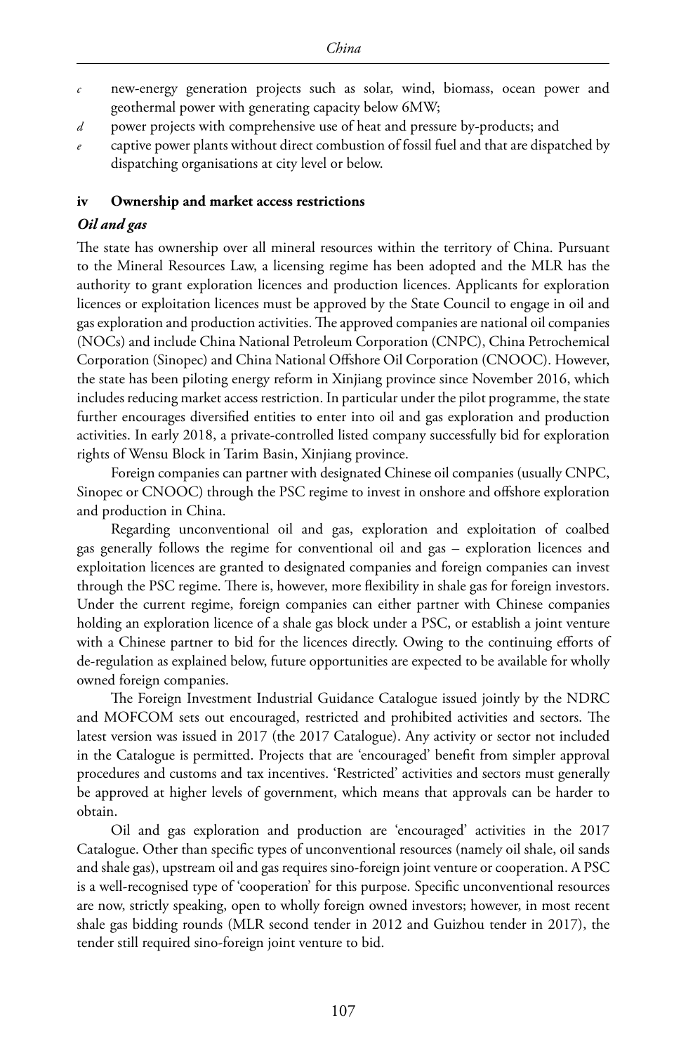*c* new-energy generation projects such as solar, wind, biomass, ocean power and geothermal power with generating capacity below 6MW;

*d* power projects with comprehensive use of heat and pressure by-products; and

*e* captive power plants without direct combustion of fossil fuel and that are dispatched by dispatching organisations at city level or below.

### iv Ownership and market access restrictions

#### *Oil and gas*

The state has ownership over all mineral resources within the territory of China. Pursuant to the Mineral Resources Law, a licensing regime has been adopted and the MLR has the authority to grant exploration licences and production licences. Applicants for exploration licences or exploitation licences must be approved by the State Council to engage in oil and gas exploration and production activities. The approved companies are national oil companies (NOCs) and include China National Petroleum Corporation (CNPC), China Petrochemical Corporation (Sinopec) and China National Offshore Oil Corporation (CNOOC). However, the state has been piloting energy reform in Xinjiang province since November 2016, which includes reducing market access restriction. In particular under the pilot programme, the state further encourages diversified entities to enter into oil and gas exploration and production activities. In early 2018, a private-controlled listed company successfully bid for exploration rights of Wensu Block in Tarim Basin, Xinjiang province.

Foreign companies can partner with designated Chinese oil companies (usually CNPC, Sinopec or CNOOC) through the PSC regime to invest in onshore and offshore exploration and production in China.

Regarding unconventional oil and gas, exploration and exploitation of coalbed gas generally follows the regime for conventional oil and gas – exploration licences and exploitation licences are granted to designated companies and foreign companies can invest through the PSC regime. There is, however, more flexibility in shale gas for foreign investors. Under the current regime, foreign companies can either partner with Chinese companies holding an exploration licence of a shale gas block under a PSC, or establish a joint venture with a Chinese partner to bid for the licences directly. Owing to the continuing efforts of de-regulation as explained below, future opportunities are expected to be available for wholly owned foreign companies.

The Foreign Investment Industrial Guidance Catalogue issued jointly by the NDRC and MOFCOM sets out encouraged, restricted and prohibited activities and sectors. The latest version was issued in 2017 (the 2017 Catalogue). Any activity or sector not included in the Catalogue is permitted. Projects that are 'encouraged' benefit from simpler approval procedures and customs and tax incentives. 'Restricted' activities and sectors must generally be approved at higher levels of government, which means that approvals can be harder to obtain.

Oil and gas exploration and production are 'encouraged' activities in the 2017 Catalogue. Other than specific types of unconventional resources (namely oil shale, oil sands and shale gas), upstream oil and gas requires sino-foreign joint venture or cooperation. A PSC is a well-recognised type of 'cooperation' for this purpose. Specific unconventional resources are now, strictly speaking, open to wholly foreign owned investors; however, in most recent shale gas bidding rounds (MLR second tender in 2012 and Guizhou tender in 2017), the tender still required sino-foreign joint venture to bid.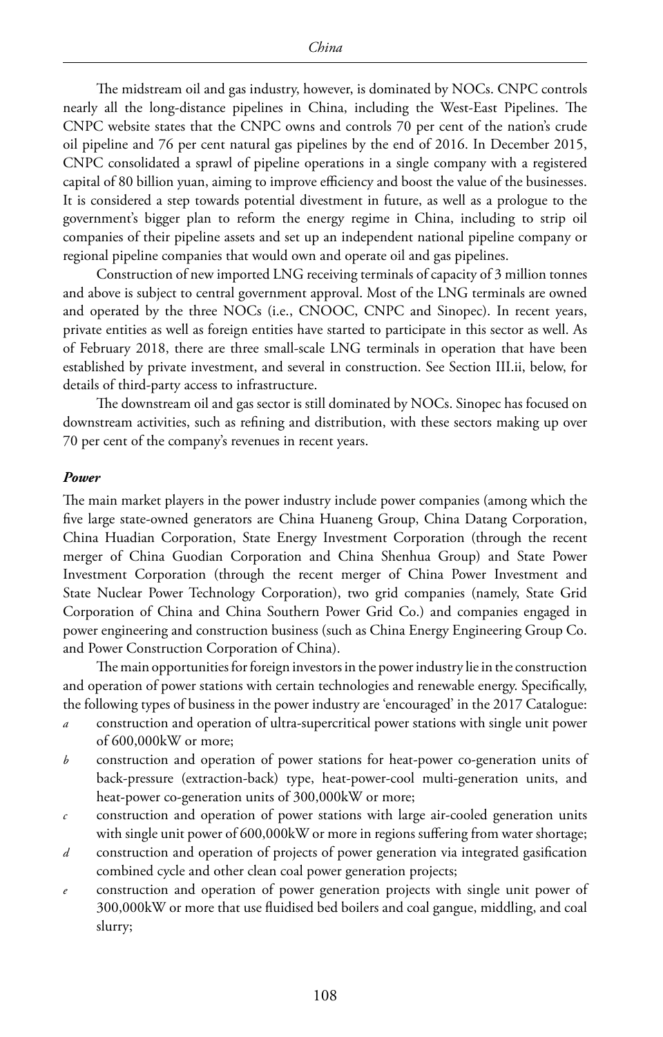The midstream oil and gas industry, however, is dominated by NOCs. CNPC controls nearly all the long-distance pipelines in China, including the West-East Pipelines. The CNPC website states that the CNPC owns and controls 70 per cent of the nation's crude oil pipeline and 76 per cent natural gas pipelines by the end of 2016. In December 2015, CNPC consolidated a sprawl of pipeline operations in a single company with a registered capital of 80 billion yuan, aiming to improve efficiency and boost the value of the businesses. It is considered a step towards potential divestment in future, as well as a prologue to the government's bigger plan to reform the energy regime in China, including to strip oil companies of their pipeline assets and set up an independent national pipeline company or regional pipeline companies that would own and operate oil and gas pipelines.

Construction of new imported LNG receiving terminals of capacity of 3 million tonnes and above is subject to central government approval. Most of the LNG terminals are owned and operated by the three NOCs (i.e., CNOOC, CNPC and Sinopec). In recent years, private entities as well as foreign entities have started to participate in this sector as well. As of February 2018, there are three small-scale LNG terminals in operation that have been established by private investment, and several in construction. See Section III.ii, below, for details of third-party access to infrastructure.

The downstream oil and gas sector is still dominated by NOCs. Sinopec has focused on downstream activities, such as refining and distribution, with these sectors making up over 70 per cent of the company's revenues in recent years.

***Power***

The main market players in the power industry include power companies (among which the five large state-owned generators are China Huaneng Group, China Datang Corporation, China Huadian Corporation, State Energy Investment Corporation (through the recent merger of China Guodian Corporation and China Shenhua Group) and State Power Investment Corporation (through the recent merger of China Power Investment and State Nuclear Power Technology Corporation), two grid companies (namely, State Grid Corporation of China and China Southern Power Grid Co.) and companies engaged in power engineering and construction business (such as China Energy Engineering Group Co. and Power Construction Corporation of China).

The main opportunities for foreign investors in the power industry lie in the construction and operation of power stations with certain technologies and renewable energy. Specifically, the following types of business in the power industry are 'encouraged' in the 2017 Catalogue:

*a* construction and operation of ultra-supercritical power stations with single unit power of 600,000kW or more;

*b* construction and operation of power stations for heat-power co-generation units of back-pressure (extraction-back) type, heat-power-cool multi-generation units, and heat-power co-generation units of 300,000kW or more;

*c* construction and operation of power stations with large air-cooled generation units with single unit power of 600,000kW or more in regions suffering from water shortage;

*d* construction and operation of projects of power generation via integrated gasification combined cycle and other clean coal power generation projects;

*e* construction and operation of power generation projects with single unit power of 300,000kW or more that use fluidised bed boilers and coal gangue, middling, and coal slurry;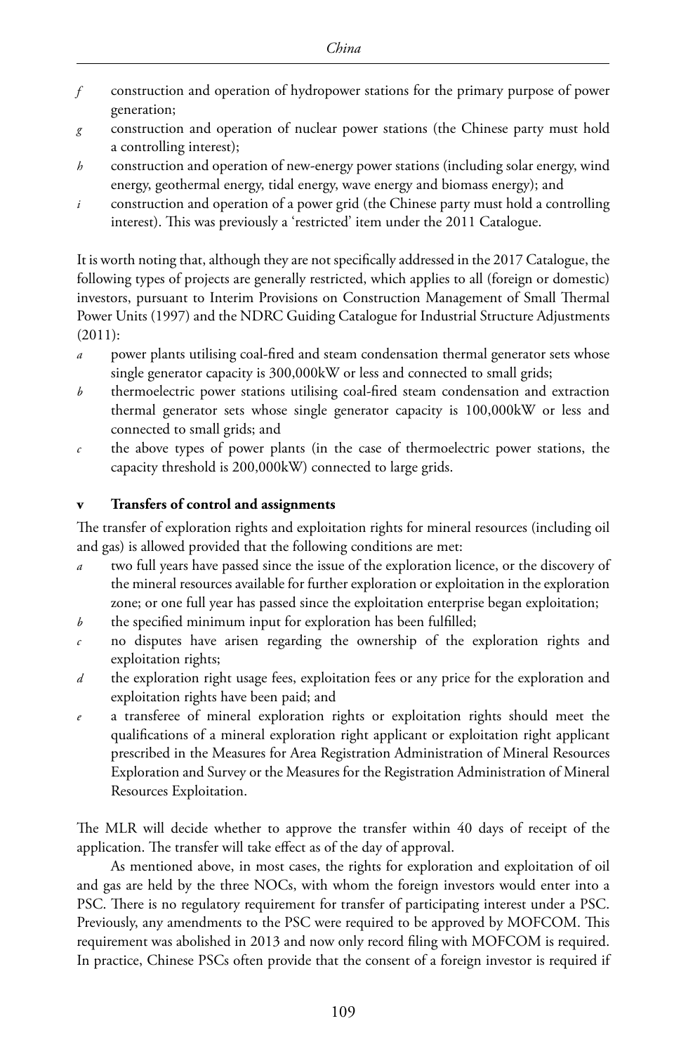*f* construction and operation of hydropower stations for the primary purpose of power generation;

*g* construction and operation of nuclear power stations (the Chinese party must hold a controlling interest);

*h* construction and operation of new-energy power stations (including solar energy, wind energy, geothermal energy, tidal energy, wave energy and biomass energy); and

*i* construction and operation of a power grid (the Chinese party must hold a controlling interest). This was previously a 'restricted' item under the 2011 Catalogue.

It is worth noting that, although they are not specifically addressed in the 2017 Catalogue, the following types of projects are generally restricted, which applies to all (foreign or domestic) investors, pursuant to Interim Provisions on Construction Management of Small Thermal Power Units (1997) and the NDRC Guiding Catalogue for Industrial Structure Adjustments (2011):

*a* power plants utilising coal-fired and steam condensation thermal generator sets whose single generator capacity is 300,000kW or less and connected to small grids;

*b* thermoelectric power stations utilising coal-fired steam condensation and extraction thermal generator sets whose single generator capacity is 100,000kW or less and connected to small grids; and

*c* the above types of power plants (in the case of thermoelectric power stations, the capacity threshold is 200,000kW) connected to large grids.

### v Transfers of control and assignments

The transfer of exploration rights and exploitation rights for mineral resources (including oil and gas) is allowed provided that the following conditions are met:

*a* two full years have passed since the issue of the exploration licence, or the discovery of the mineral resources available for further exploration or exploitation in the exploration zone; or one full year has passed since the exploitation enterprise began exploitation;

*b* the specified minimum input for exploration has been fulfilled;

*c* no disputes have arisen regarding the ownership of the exploration rights and exploitation rights;

*d* the exploration right usage fees, exploitation fees or any price for the exploration and exploitation rights have been paid; and

*e* a transferee of mineral exploration rights or exploitation rights should meet the qualifications of a mineral exploration right applicant or exploitation right applicant prescribed in the Measures for Area Registration Administration of Mineral Resources Exploration and Survey or the Measures for the Registration Administration of Mineral Resources Exploitation.

The MLR will decide whether to approve the transfer within 40 days of receipt of the application. The transfer will take effect as of the day of approval.

As mentioned above, in most cases, the rights for exploration and exploitation of oil and gas are held by the three NOCs, with whom the foreign investors would enter into a PSC. There is no regulatory requirement for transfer of participating interest under a PSC. Previously, any amendments to the PSC were required to be approved by MOFCOM. This requirement was abolished in 2013 and now only record filing with MOFCOM is required. In practice, Chinese PSCs often provide that the consent of a foreign investor is required if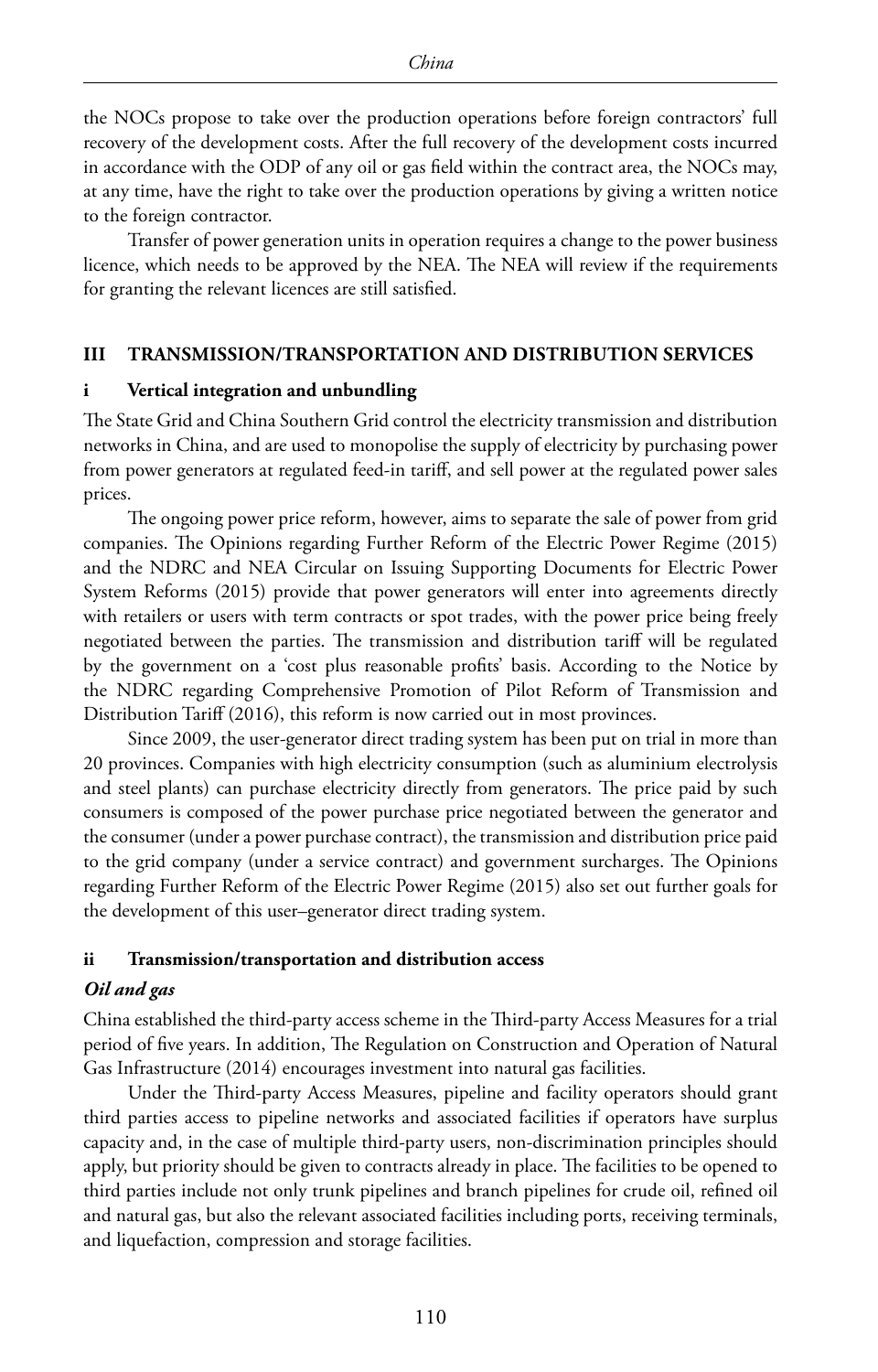the NOCs propose to take over the production operations before foreign contractors' full recovery of the development costs. After the full recovery of the development costs incurred in accordance with the ODP of any oil or gas field within the contract area, the NOCs may, at any time, have the right to take over the production operations by giving a written notice to the foreign contractor.

Transfer of power generation units in operation requires a change to the power business licence, which needs to be approved by the NEA. The NEA will review if the requirements for granting the relevant licences are still satisfied.

## III TRANSMISSION/TRANSPORTATION AND DISTRIBUTION SERVICES

### i Vertical integration and unbundling

The State Grid and China Southern Grid control the electricity transmission and distribution networks in China, and are used to monopolise the supply of electricity by purchasing power from power generators at regulated feed-in tariff, and sell power at the regulated power sales prices.

The ongoing power price reform, however, aims to separate the sale of power from grid companies. The Opinions regarding Further Reform of the Electric Power Regime (2015) and the NDRC and NEA Circular on Issuing Supporting Documents for Electric Power System Reforms (2015) provide that power generators will enter into agreements directly with retailers or users with term contracts or spot trades, with the power price being freely negotiated between the parties. The transmission and distribution tariff will be regulated by the government on a 'cost plus reasonable profits' basis. According to the Notice by the NDRC regarding Comprehensive Promotion of Pilot Reform of Transmission and Distribution Tariff (2016), this reform is now carried out in most provinces.

Since 2009, the user-generator direct trading system has been put on trial in more than 20 provinces. Companies with high electricity consumption (such as aluminium electrolysis and steel plants) can purchase electricity directly from generators. The price paid by such consumers is composed of the power purchase price negotiated between the generator and the consumer (under a power purchase contract), the transmission and distribution price paid to the grid company (under a service contract) and government surcharges. The Opinions regarding Further Reform of the Electric Power Regime (2015) also set out further goals for the development of this user–generator direct trading system.

### ii Transmission/transportation and distribution access

*Oil and gas*

China established the third-party access scheme in the Third-party Access Measures for a trial period of five years. In addition, The Regulation on Construction and Operation of Natural Gas Infrastructure (2014) encourages investment into natural gas facilities.

Under the Third-party Access Measures, pipeline and facility operators should grant third parties access to pipeline networks and associated facilities if operators have surplus capacity and, in the case of multiple third-party users, non-discrimination principles should apply, but priority should be given to contracts already in place. The facilities to be opened to third parties include not only trunk pipelines and branch pipelines for crude oil, refined oil and natural gas, but also the relevant associated facilities including ports, receiving terminals, and liquefaction, compression and storage facilities.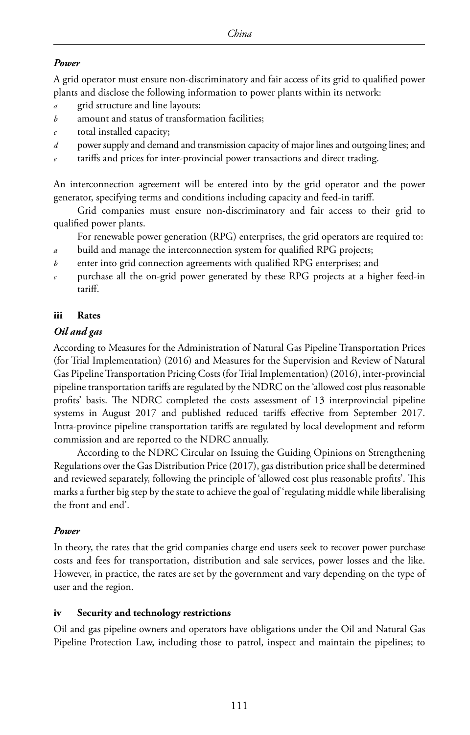### *Power*

A grid operator must ensure non-discriminatory and fair access of its grid to qualified power plants and disclose the following information to power plants within its network:

- *a* grid structure and line layouts;
- *b* amount and status of transformation facilities;
- *c* total installed capacity;
- *d* power supply and demand and transmission capacity of major lines and outgoing lines; and
- *e* tariffs and prices for inter-provincial power transactions and direct trading.

An interconnection agreement will be entered into by the grid operator and the power generator, specifying terms and conditions including capacity and feed-in tariff.

Grid companies must ensure non-discriminatory and fair access to their grid to qualified power plants.

For renewable power generation (RPG) enterprises, the grid operators are required to:

- *a* build and manage the interconnection system for qualified RPG projects;
- *b* enter into grid connection agreements with qualified RPG enterprises; and
- *c* purchase all the on-grid power generated by these RPG projects at a higher feed-in tariff.

## iii Rates

### *Oil and gas*

According to Measures for the Administration of Natural Gas Pipeline Transportation Prices (for Trial Implementation) (2016) and Measures for the Supervision and Review of Natural Gas Pipeline Transportation Pricing Costs (for Trial Implementation) (2016), inter-provincial pipeline transportation tariffs are regulated by the NDRC on the 'allowed cost plus reasonable profits' basis. The NDRC completed the costs assessment of 13 interprovincial pipeline systems in August 2017 and published reduced tariffs effective from September 2017. Intra-province pipeline transportation tariffs are regulated by local development and reform commission and are reported to the NDRC annually.

According to the NDRC Circular on Issuing the Guiding Opinions on Strengthening Regulations over the Gas Distribution Price (2017), gas distribution price shall be determined and reviewed separately, following the principle of 'allowed cost plus reasonable profits'. This marks a further big step by the state to achieve the goal of 'regulating middle while liberalising the front and end'.

### *Power*

In theory, the rates that the grid companies charge end users seek to recover power purchase costs and fees for transportation, distribution and sale services, power losses and the like. However, in practice, the rates are set by the government and vary depending on the type of user and the region.

## iv Security and technology restrictions

Oil and gas pipeline owners and operators have obligations under the Oil and Natural Gas Pipeline Protection Law, including those to patrol, inspect and maintain the pipelines; to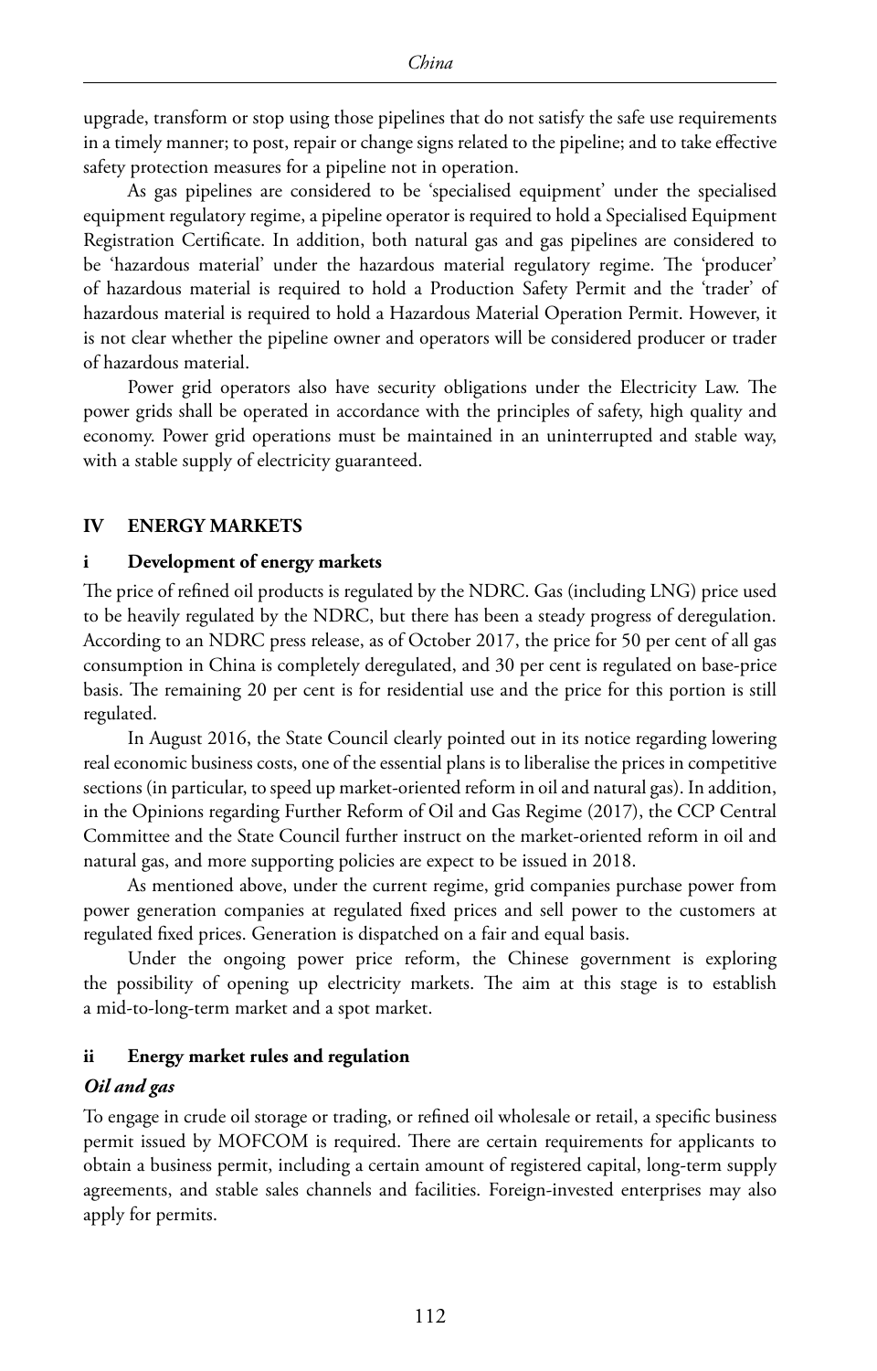upgrade, transform or stop using those pipelines that do not satisfy the safe use requirements in a timely manner; to post, repair or change signs related to the pipeline; and to take effective safety protection measures for a pipeline not in operation.

As gas pipelines are considered to be 'specialised equipment' under the specialised equipment regulatory regime, a pipeline operator is required to hold a Specialised Equipment Registration Certificate. In addition, both natural gas and gas pipelines are considered to be 'hazardous material' under the hazardous material regulatory regime. The 'producer' of hazardous material is required to hold a Production Safety Permit and the 'trader' of hazardous material is required to hold a Hazardous Material Operation Permit. However, it is not clear whether the pipeline owner and operators will be considered producer or trader of hazardous material.

Power grid operators also have security obligations under the Electricity Law. The power grids shall be operated in accordance with the principles of safety, high quality and economy. Power grid operations must be maintained in an uninterrupted and stable way, with a stable supply of electricity guaranteed.

## IV ENERGY MARKETS

### i Development of energy markets

The price of refined oil products is regulated by the NDRC. Gas (including LNG) price used to be heavily regulated by the NDRC, but there has been a steady progress of deregulation. According to an NDRC press release, as of October 2017, the price for 50 per cent of all gas consumption in China is completely deregulated, and 30 per cent is regulated on base-price basis. The remaining 20 per cent is for residential use and the price for this portion is still regulated.

In August 2016, the State Council clearly pointed out in its notice regarding lowering real economic business costs, one of the essential plans is to liberalise the prices in competitive sections (in particular, to speed up market-oriented reform in oil and natural gas). In addition, in the Opinions regarding Further Reform of Oil and Gas Regime (2017), the CCP Central Committee and the State Council further instruct on the market-oriented reform in oil and natural gas, and more supporting policies are expect to be issued in 2018.

As mentioned above, under the current regime, grid companies purchase power from power generation companies at regulated fixed prices and sell power to the customers at regulated fixed prices. Generation is dispatched on a fair and equal basis.

Under the ongoing power price reform, the Chinese government is exploring the possibility of opening up electricity markets. The aim at this stage is to establish a mid-to-long-term market and a spot market.

### ii Energy market rules and regulation

#### *Oil and gas*

To engage in crude oil storage or trading, or refined oil wholesale or retail, a specific business permit issued by MOFCOM is required. There are certain requirements for applicants to obtain a business permit, including a certain amount of registered capital, long-term supply agreements, and stable sales channels and facilities. Foreign-invested enterprises may also apply for permits.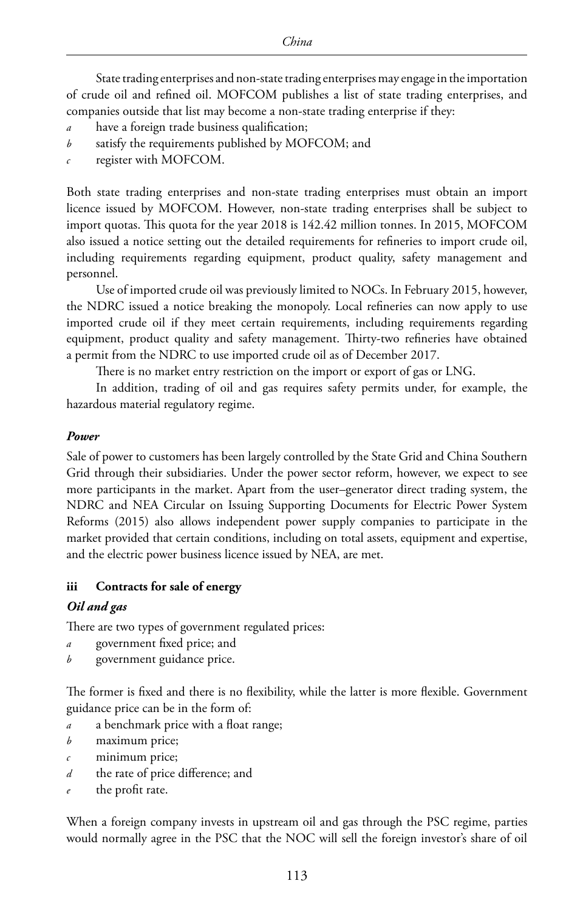State trading enterprises and non-state trading enterprises may engage in the importation of crude oil and refined oil. MOFCOM publishes a list of state trading enterprises, and companies outside that list may become a non-state trading enterprise if they:

*a* have a foreign trade business qualification;

*b* satisfy the requirements published by MOFCOM; and

*c* register with MOFCOM.

Both state trading enterprises and non-state trading enterprises must obtain an import licence issued by MOFCOM. However, non-state trading enterprises shall be subject to import quotas. This quota for the year 2018 is 142.42 million tonnes. In 2015, MOFCOM also issued a notice setting out the detailed requirements for refineries to import crude oil, including requirements regarding equipment, product quality, safety management and personnel.

Use of imported crude oil was previously limited to NOCs. In February 2015, however, the NDRC issued a notice breaking the monopoly. Local refineries can now apply to use imported crude oil if they meet certain requirements, including requirements regarding equipment, product quality and safety management. Thirty-two refineries have obtained a permit from the NDRC to use imported crude oil as of December 2017.

There is no market entry restriction on the import or export of gas or LNG.

In addition, trading of oil and gas requires safety permits under, for example, the hazardous material regulatory regime.

***Power***

Sale of power to customers has been largely controlled by the State Grid and China Southern Grid through their subsidiaries. Under the power sector reform, however, we expect to see more participants in the market. Apart from the user–generator direct trading system, the NDRC and NEA Circular on Issuing Supporting Documents for Electric Power System Reforms (2015) also allows independent power supply companies to participate in the market provided that certain conditions, including on total assets, equipment and expertise, and the electric power business licence issued by NEA, are met.

### iii Contracts for sale of energy

***Oil and gas***

There are two types of government regulated prices:

*a* government fixed price; and

*b* government guidance price.

The former is fixed and there is no flexibility, while the latter is more flexible. Government guidance price can be in the form of:

*a* a benchmark price with a float range;

*b* maximum price;

*c* minimum price;

*d* the rate of price difference; and

*e* the profit rate.

When a foreign company invests in upstream oil and gas through the PSC regime, parties would normally agree in the PSC that the NOC will sell the foreign investor's share of oil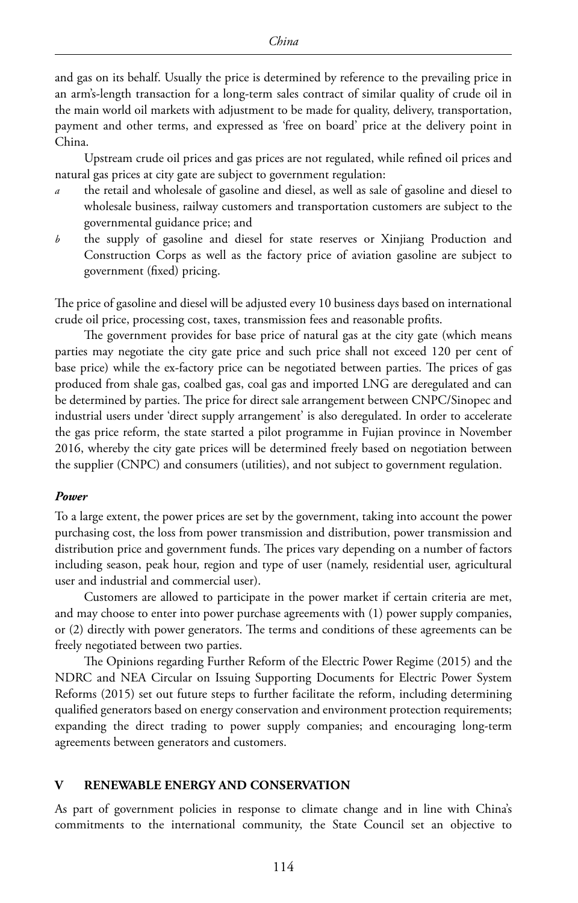and gas on its behalf. Usually the price is determined by reference to the prevailing price in an arm's-length transaction for a long-term sales contract of similar quality of crude oil in the main world oil markets with adjustment to be made for quality, delivery, transportation, payment and other terms, and expressed as 'free on board' price at the delivery point in China.

Upstream crude oil prices and gas prices are not regulated, while refined oil prices and natural gas prices at city gate are subject to government regulation:

*a* the retail and wholesale of gasoline and diesel, as well as sale of gasoline and diesel to wholesale business, railway customers and transportation customers are subject to the governmental guidance price; and

*b* the supply of gasoline and diesel for state reserves or Xinjiang Production and Construction Corps as well as the factory price of aviation gasoline are subject to government (fixed) pricing.

The price of gasoline and diesel will be adjusted every 10 business days based on international crude oil price, processing cost, taxes, transmission fees and reasonable profits.

The government provides for base price of natural gas at the city gate (which means parties may negotiate the city gate price and such price shall not exceed 120 per cent of base price) while the ex-factory price can be negotiated between parties. The prices of gas produced from shale gas, coalbed gas, coal gas and imported LNG are deregulated and can be determined by parties. The price for direct sale arrangement between CNPC/Sinopec and industrial users under 'direct supply arrangement' is also deregulated. In order to accelerate the gas price reform, the state started a pilot programme in Fujian province in November 2016, whereby the city gate prices will be determined freely based on negotiation between the supplier (CNPC) and consumers (utilities), and not subject to government regulation.

***Power***

To a large extent, the power prices are set by the government, taking into account the power purchasing cost, the loss from power transmission and distribution, power transmission and distribution price and government funds. The prices vary depending on a number of factors including season, peak hour, region and type of user (namely, residential user, agricultural user and industrial and commercial user).

Customers are allowed to participate in the power market if certain criteria are met, and may choose to enter into power purchase agreements with (1) power supply companies, or (2) directly with power generators. The terms and conditions of these agreements can be freely negotiated between two parties.

The Opinions regarding Further Reform of the Electric Power Regime (2015) and the NDRC and NEA Circular on Issuing Supporting Documents for Electric Power System Reforms (2015) set out future steps to further facilitate the reform, including determining qualified generators based on energy conservation and environment protection requirements; expanding the direct trading to power supply companies; and encouraging long-term agreements between generators and customers.

## V RENEWABLE ENERGY AND CONSERVATION

As part of government policies in response to climate change and in line with China's commitments to the international community, the State Council set an objective to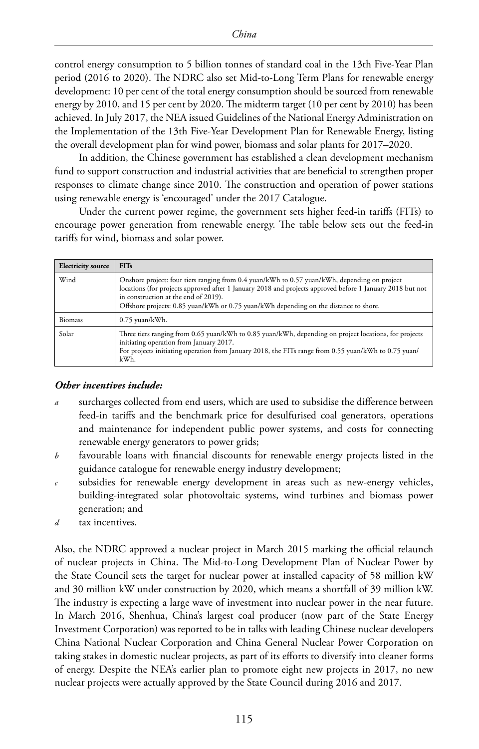control energy consumption to 5 billion tonnes of standard coal in the 13th Five-Year Plan period (2016 to 2020). The NDRC also set Mid-to-Long Term Plans for renewable energy development: 10 per cent of the total energy consumption should be sourced from renewable energy by 2010, and 15 per cent by 2020. The midterm target (10 per cent by 2010) has been achieved. In July 2017, the NEA issued Guidelines of the National Energy Administration on the Implementation of the 13th Five-Year Development Plan for Renewable Energy, listing the overall development plan for wind power, biomass and solar plants for 2017–2020.

In addition, the Chinese government has established a clean development mechanism fund to support construction and industrial activities that are beneficial to strengthen proper responses to climate change since 2010. The construction and operation of power stations using renewable energy is 'encouraged' under the 2017 Catalogue.

Under the current power regime, the government sets higher feed-in tariffs (FITs) to encourage power generation from renewable energy. The table below sets out the feed-in tariffs for wind, biomass and solar power.

| Electricity source | FITs |
|---|---|
| Wind | Onshore project: four tiers ranging from 0.4 yuan/kWh to 0.57 yuan/kWh, depending on project locations (for projects approved after 1 January 2018 and projects approved before 1 January 2018 but not in construction at the end of 2019).<br>Offshore projects: 0.85 yuan/kWh or 0.75 yuan/kWh depending on the distance to shore. |
| Biomass | 0.75 yuan/kWh. |
| Solar | Three tiers ranging from 0.65 yuan/kWh to 0.85 yuan/kWh, depending on project locations, for projects initiating operation from January 2017.<br>For projects initiating operation from January 2018, the FITs range from 0.55 yuan/kWh to 0.75 yuan/kWh. |

***Other incentives include:***

*a* surcharges collected from end users, which are used to subsidise the difference between feed-in tariffs and the benchmark price for desulfurised coal generators, operations and maintenance for independent public power systems, and costs for connecting renewable energy generators to power grids;

*b* favourable loans with financial discounts for renewable energy projects listed in the guidance catalogue for renewable energy industry development;

*c* subsidies for renewable energy development in areas such as new-energy vehicles, building-integrated solar photovoltaic systems, wind turbines and biomass power generation; and

*d* tax incentives.

Also, the NDRC approved a nuclear project in March 2015 marking the official relaunch of nuclear projects in China. The Mid-to-Long Development Plan of Nuclear Power by the State Council sets the target for nuclear power at installed capacity of 58 million kW and 30 million kW under construction by 2020, which means a shortfall of 39 million kW. The industry is expecting a large wave of investment into nuclear power in the near future. In March 2016, Shenhua, China's largest coal producer (now part of the State Energy Investment Corporation) was reported to be in talks with leading Chinese nuclear developers China National Nuclear Corporation and China General Nuclear Power Corporation on taking stakes in domestic nuclear projects, as part of its efforts to diversify into cleaner forms of energy. Despite the NEA's earlier plan to promote eight new projects in 2017, no new nuclear projects were actually approved by the State Council during 2016 and 2017.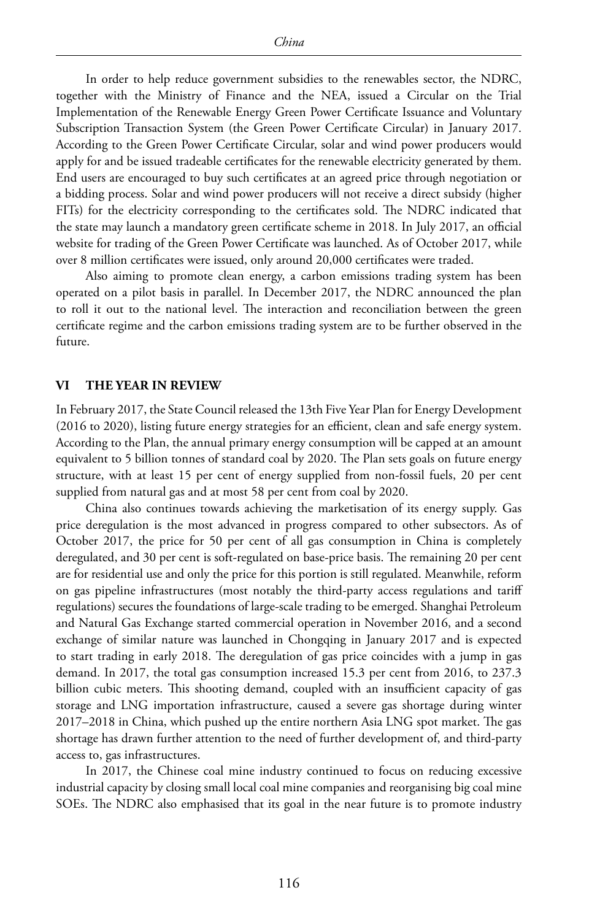In order to help reduce government subsidies to the renewables sector, the NDRC, together with the Ministry of Finance and the NEA, issued a Circular on the Trial Implementation of the Renewable Energy Green Power Certificate Issuance and Voluntary Subscription Transaction System (the Green Power Certificate Circular) in January 2017. According to the Green Power Certificate Circular, solar and wind power producers would apply for and be issued tradeable certificates for the renewable electricity generated by them. End users are encouraged to buy such certificates at an agreed price through negotiation or a bidding process. Solar and wind power producers will not receive a direct subsidy (higher FITs) for the electricity corresponding to the certificates sold. The NDRC indicated that the state may launch a mandatory green certificate scheme in 2018. In July 2017, an official website for trading of the Green Power Certificate was launched. As of October 2017, while over 8 million certificates were issued, only around 20,000 certificates were traded.

Also aiming to promote clean energy, a carbon emissions trading system has been operated on a pilot basis in parallel. In December 2017, the NDRC announced the plan to roll it out to the national level. The interaction and reconciliation between the green certificate regime and the carbon emissions trading system are to be further observed in the future.

## VI THE YEAR IN REVIEW

In February 2017, the State Council released the 13th Five Year Plan for Energy Development (2016 to 2020), listing future energy strategies for an efficient, clean and safe energy system. According to the Plan, the annual primary energy consumption will be capped at an amount equivalent to 5 billion tonnes of standard coal by 2020. The Plan sets goals on future energy structure, with at least 15 per cent of energy supplied from non-fossil fuels, 20 per cent supplied from natural gas and at most 58 per cent from coal by 2020.

China also continues towards achieving the marketisation of its energy supply. Gas price deregulation is the most advanced in progress compared to other subsectors. As of October 2017, the price for 50 per cent of all gas consumption in China is completely deregulated, and 30 per cent is soft-regulated on base-price basis. The remaining 20 per cent are for residential use and only the price for this portion is still regulated. Meanwhile, reform on gas pipeline infrastructures (most notably the third-party access regulations and tariff regulations) secures the foundations of large-scale trading to be emerged. Shanghai Petroleum and Natural Gas Exchange started commercial operation in November 2016, and a second exchange of similar nature was launched in Chongqing in January 2017 and is expected to start trading in early 2018. The deregulation of gas price coincides with a jump in gas demand. In 2017, the total gas consumption increased 15.3 per cent from 2016, to 237.3 billion cubic meters. This shooting demand, coupled with an insufficient capacity of gas storage and LNG importation infrastructure, caused a severe gas shortage during winter 2017–2018 in China, which pushed up the entire northern Asia LNG spot market. The gas shortage has drawn further attention to the need of further development of, and third-party access to, gas infrastructures.

In 2017, the Chinese coal mine industry continued to focus on reducing excessive industrial capacity by closing small local coal mine companies and reorganising big coal mine SOEs. The NDRC also emphasised that its goal in the near future is to promote industry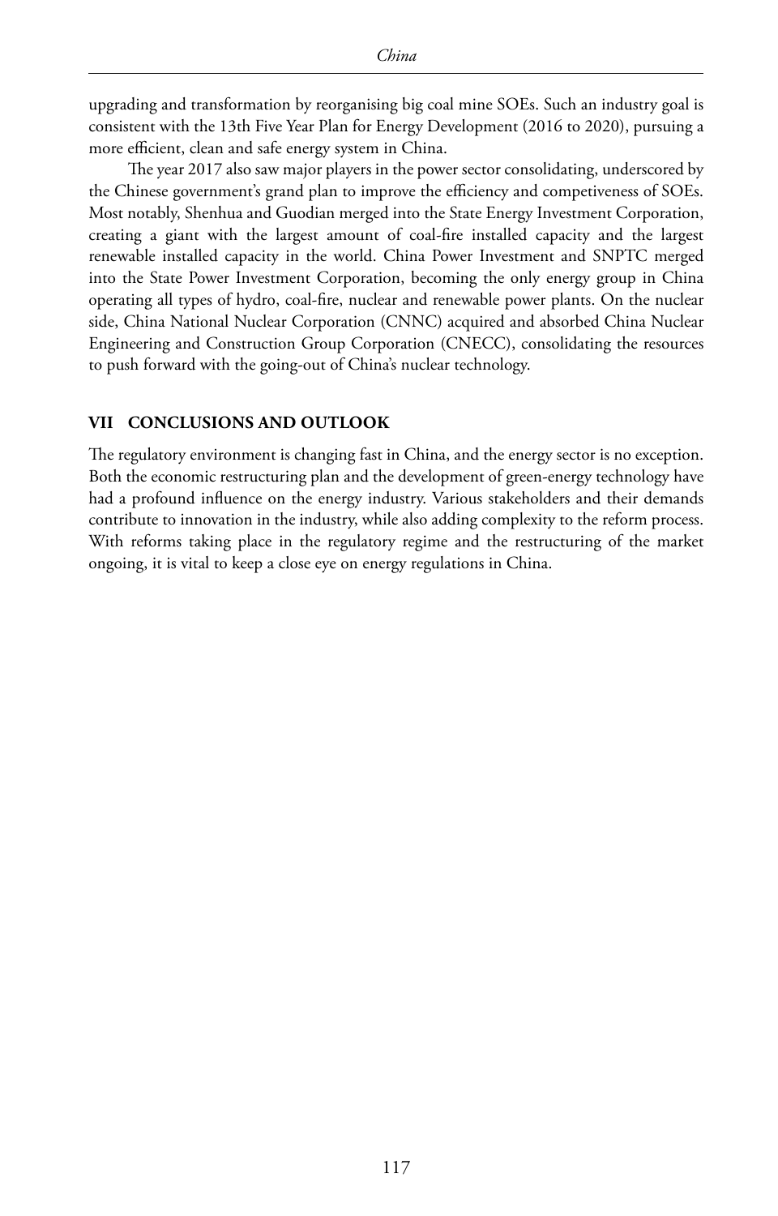upgrading and transformation by reorganising big coal mine SOEs. Such an industry goal is consistent with the 13th Five Year Plan for Energy Development (2016 to 2020), pursuing a more efficient, clean and safe energy system in China.

The year 2017 also saw major players in the power sector consolidating, underscored by the Chinese government's grand plan to improve the efficiency and competiveness of SOEs. Most notably, Shenhua and Guodian merged into the State Energy Investment Corporation, creating a giant with the largest amount of coal-fire installed capacity and the largest renewable installed capacity in the world. China Power Investment and SNPTC merged into the State Power Investment Corporation, becoming the only energy group in China operating all types of hydro, coal-fire, nuclear and renewable power plants. On the nuclear side, China National Nuclear Corporation (CNNC) acquired and absorbed China Nuclear Engineering and Construction Group Corporation (CNECC), consolidating the resources to push forward with the going-out of China's nuclear technology.

## VII CONCLUSIONS AND OUTLOOK

The regulatory environment is changing fast in China, and the energy sector is no exception. Both the economic restructuring plan and the development of green-energy technology have had a profound influence on the energy industry. Various stakeholders and their demands contribute to innovation in the industry, while also adding complexity to the reform process. With reforms taking place in the regulatory regime and the restructuring of the market ongoing, it is vital to keep a close eye on energy regulations in China.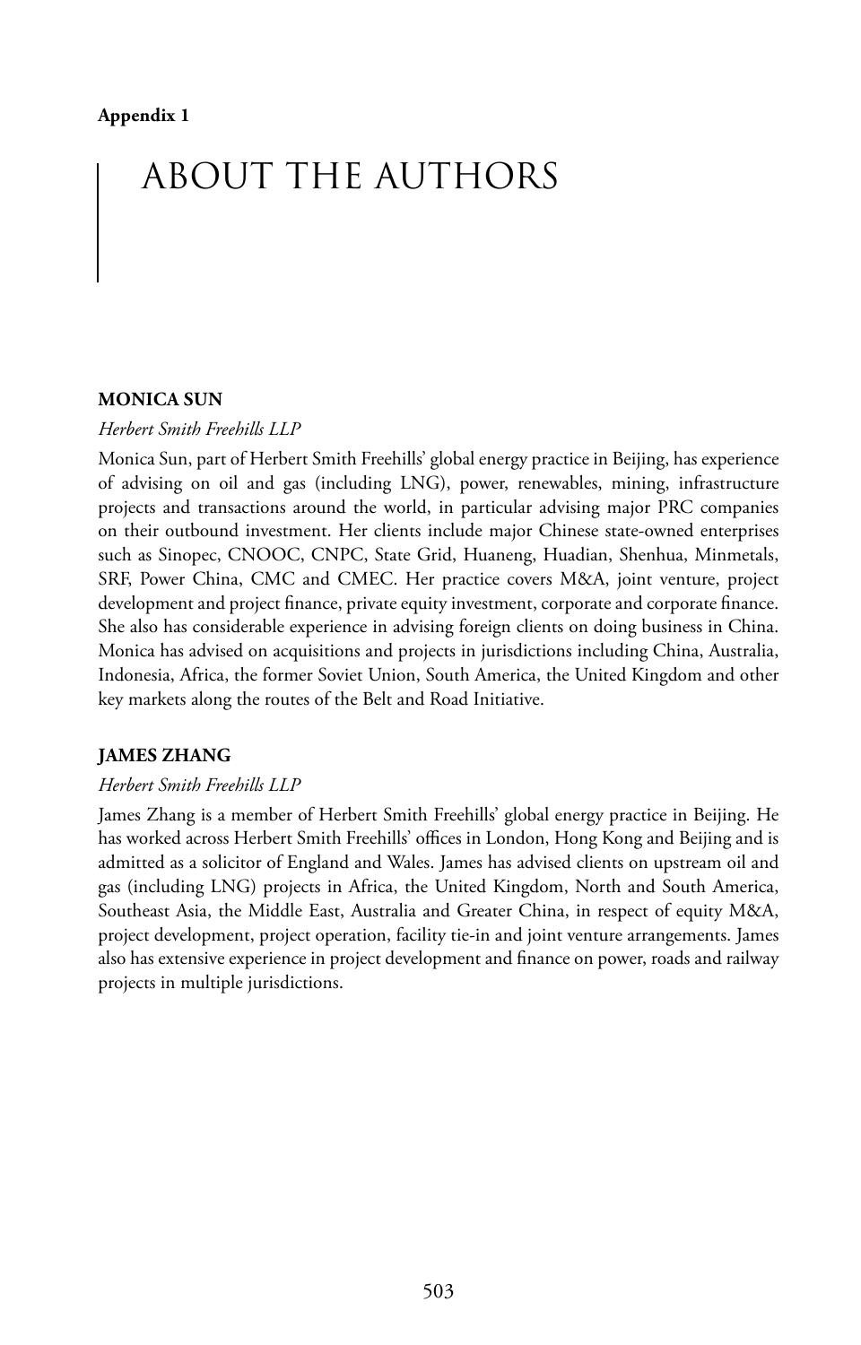**Appendix 1**

# ABOUT THE AUTHORS

**MONICA SUN**

*Herbert Smith Freehills LLP*

Monica Sun, part of Herbert Smith Freehills' global energy practice in Beijing, has experience of advising on oil and gas (including LNG), power, renewables, mining, infrastructure projects and transactions around the world, in particular advising major PRC companies on their outbound investment. Her clients include major Chinese state-owned enterprises such as Sinopec, CNOOC, CNPC, State Grid, Huaneng, Huadian, Shenhua, Minmetals, SRF, Power China, CMC and CMEC. Her practice covers M&A, joint venture, project development and project finance, private equity investment, corporate and corporate finance. She also has considerable experience in advising foreign clients on doing business in China. Monica has advised on acquisitions and projects in jurisdictions including China, Australia, Indonesia, Africa, the former Soviet Union, South America, the United Kingdom and other key markets along the routes of the Belt and Road Initiative.

**JAMES ZHANG**

*Herbert Smith Freehills LLP*

James Zhang is a member of Herbert Smith Freehills' global energy practice in Beijing. He has worked across Herbert Smith Freehills' offices in London, Hong Kong and Beijing and is admitted as a solicitor of England and Wales. James has advised clients on upstream oil and gas (including LNG) projects in Africa, the United Kingdom, North and South America, Southeast Asia, the Middle East, Australia and Greater China, in respect of equity M&A, project development, project operation, facility tie-in and joint venture arrangements. James also has extensive experience in project development and finance on power, roads and railway projects in multiple jurisdictions.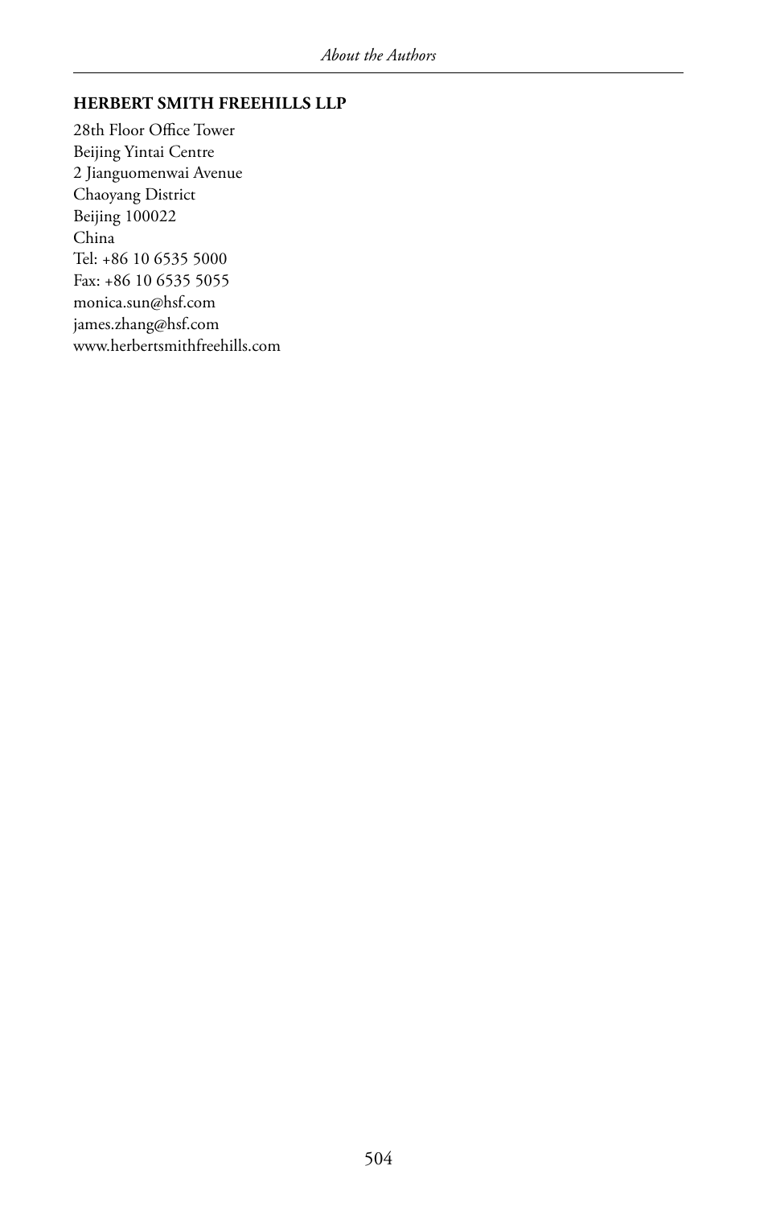**HERBERT SMITH FREEHILLS LLP**

28th Floor Office Tower
Beijing Yintai Centre
2 Jianguomenwai Avenue
Chaoyang District
Beijing 100022
China
Tel: +86 10 6535 5000
Fax: +86 10 6535 5055
monica.sun@hsf.com
james.zhang@hsf.com
www.herbertsmithfreehills.com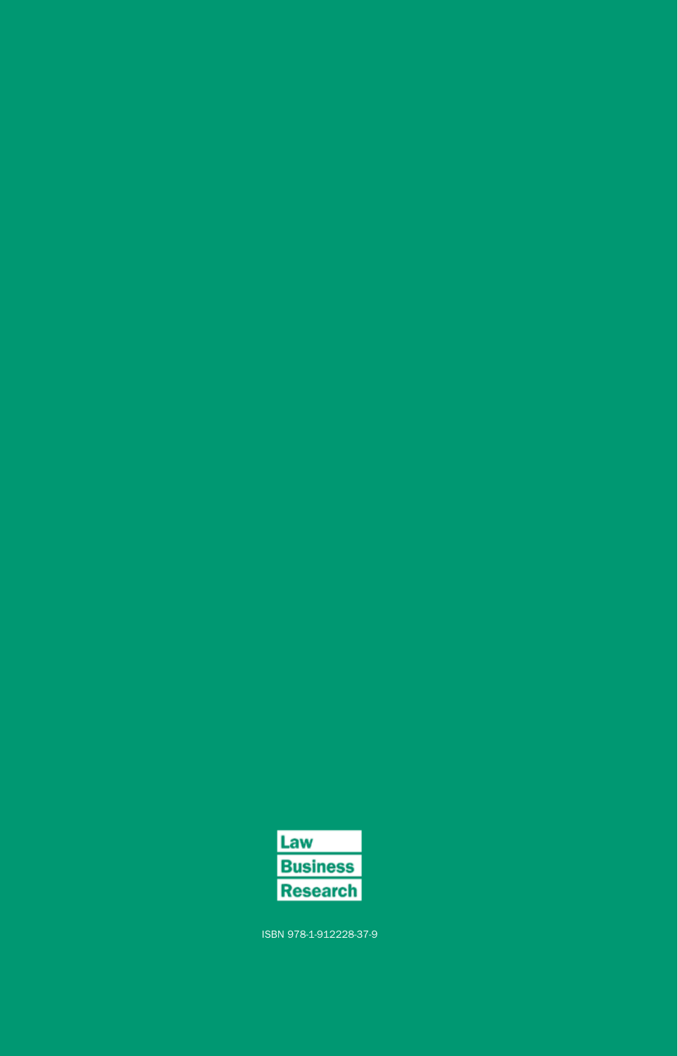Law
Business
Research

ISBN 978-1-912228-37-9